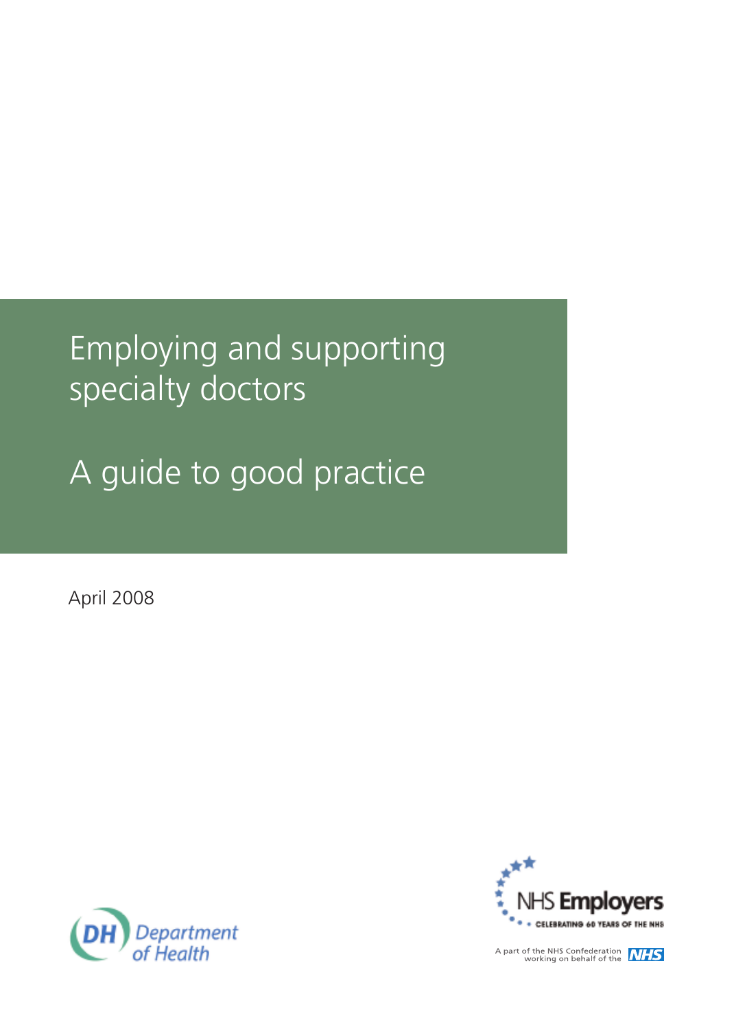# Employing and supporting specialty doctors

## A guide to good practice

April 2008

Department of Health

NHS Employers

CELEBRATING 60 YEARS OF THE NHS

A part of the NHS Confederation working on behalf of the NHS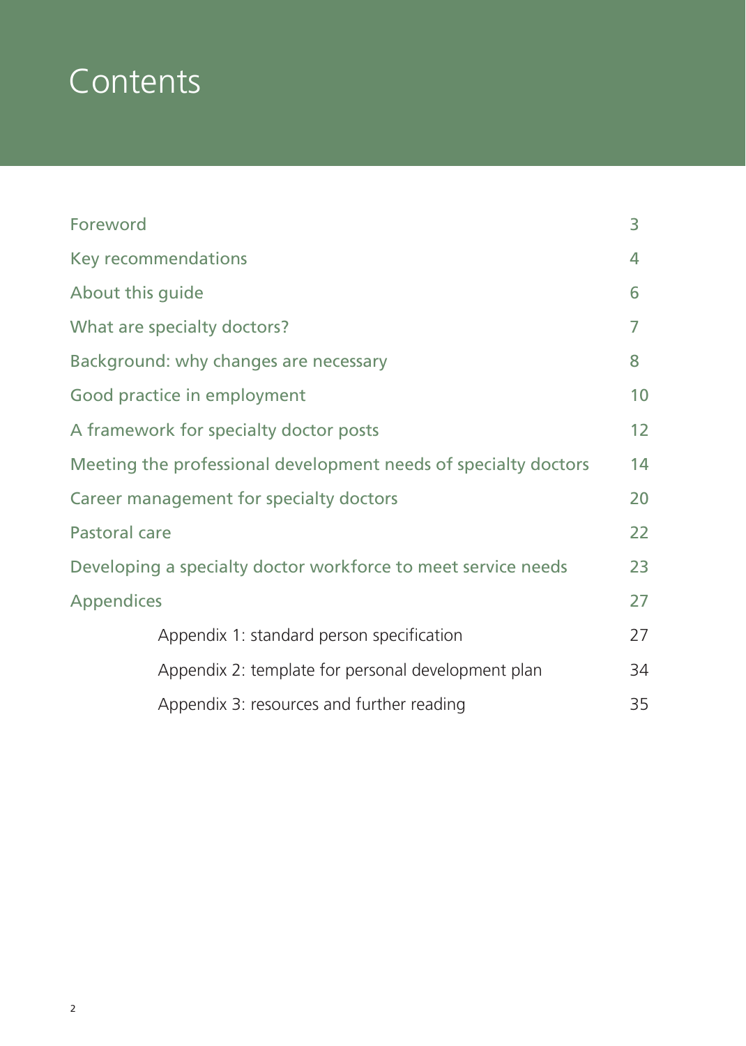# Contents

| | |
|---|---|
| Foreword | 3 |
| Key recommendations | 4 |
| About this guide | 6 |
| What are specialty doctors? | 7 |
| Background: why changes are necessary | 8 |
| Good practice in employment | 10 |
| A framework for specialty doctor posts | 12 |
| Meeting the professional development needs of specialty doctors | 14 |
| Career management for specialty doctors | 20 |
| Pastoral care | 22 |
| Developing a specialty doctor workforce to meet service needs | 23 |
| Appendices | 27 |
| Appendix 1: standard person specification | 27 |
| Appendix 2: template for personal development plan | 34 |
| Appendix 3: resources and further reading | 35 |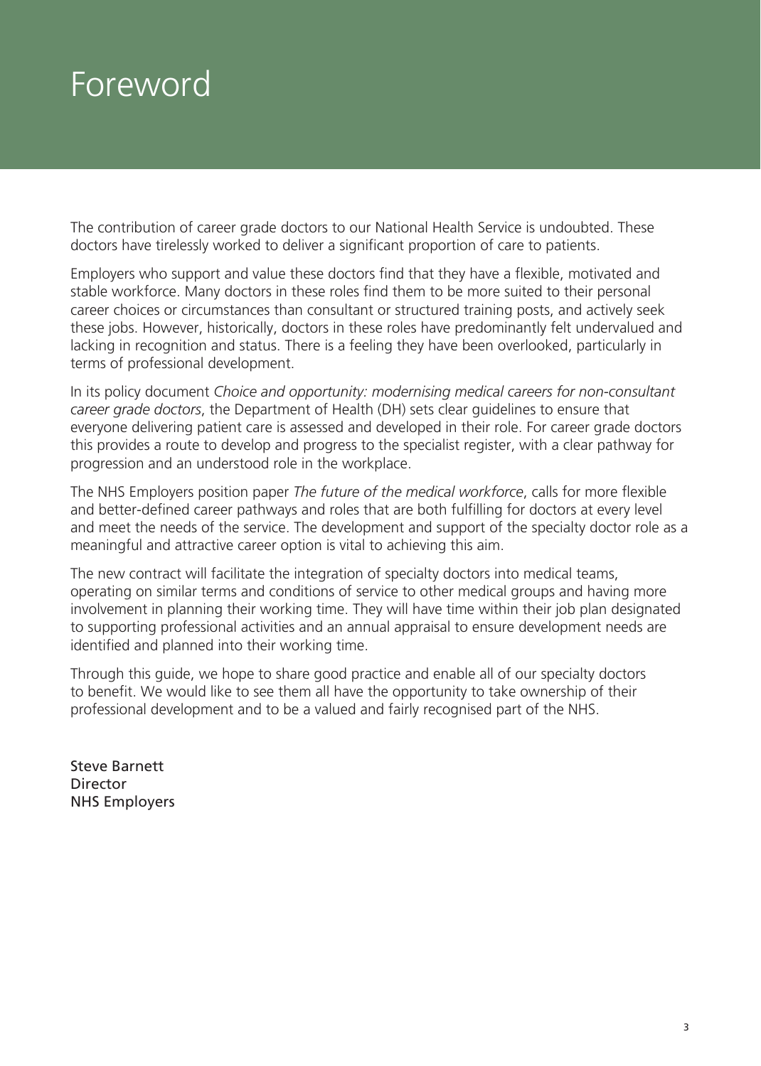# Foreword

The contribution of career grade doctors to our National Health Service is undoubted. These doctors have tirelessly worked to deliver a significant proportion of care to patients.

Employers who support and value these doctors find that they have a flexible, motivated and stable workforce. Many doctors in these roles find them to be more suited to their personal career choices or circumstances than consultant or structured training posts, and actively seek these jobs. However, historically, doctors in these roles have predominantly felt undervalued and lacking in recognition and status. There is a feeling they have been overlooked, particularly in terms of professional development.

In its policy document *Choice and opportunity: modernising medical careers for non-consultant career grade doctors*, the Department of Health (DH) sets clear guidelines to ensure that everyone delivering patient care is assessed and developed in their role. For career grade doctors this provides a route to develop and progress to the specialist register, with a clear pathway for progression and an understood role in the workplace.

The NHS Employers position paper *The future of the medical workforce*, calls for more flexible and better-defined career pathways and roles that are both fulfilling for doctors at every level and meet the needs of the service. The development and support of the specialty doctor role as a meaningful and attractive career option is vital to achieving this aim.

The new contract will facilitate the integration of specialty doctors into medical teams, operating on similar terms and conditions of service to other medical groups and having more involvement in planning their working time. They will have time within their job plan designated to supporting professional activities and an annual appraisal to ensure development needs are identified and planned into their working time.

Through this guide, we hope to share good practice and enable all of our specialty doctors to benefit. We would like to see them all have the opportunity to take ownership of their professional development and to be a valued and fairly recognised part of the NHS.

Steve Barnett
Director
NHS Employers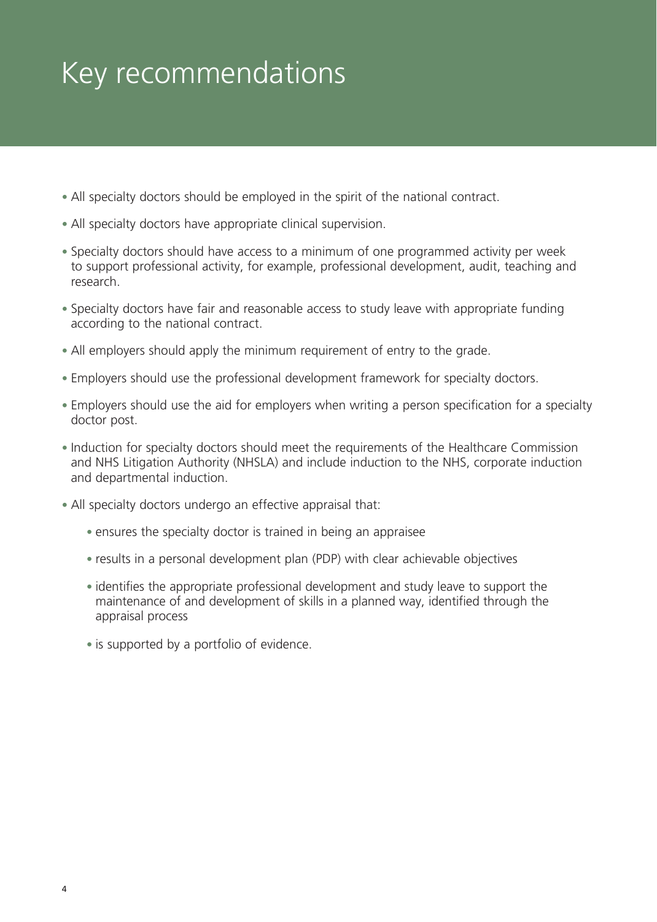# Key recommendations

- All specialty doctors should be employed in the spirit of the national contract.
- All specialty doctors have appropriate clinical supervision.
- Specialty doctors should have access to a minimum of one programmed activity per week to support professional activity, for example, professional development, audit, teaching and research.
- Specialty doctors have fair and reasonable access to study leave with appropriate funding according to the national contract.
- All employers should apply the minimum requirement of entry to the grade.
- Employers should use the professional development framework for specialty doctors.
- Employers should use the aid for employers when writing a person specification for a specialty doctor post.
- Induction for specialty doctors should meet the requirements of the Healthcare Commission and NHS Litigation Authority (NHSLA) and include induction to the NHS, corporate induction and departmental induction.
- All specialty doctors undergo an effective appraisal that:
  - ensures the specialty doctor is trained in being an appraisee
  - results in a personal development plan (PDP) with clear achievable objectives
  - identifies the appropriate professional development and study leave to support the maintenance of and development of skills in a planned way, identified through the appraisal process
  - is supported by a portfolio of evidence.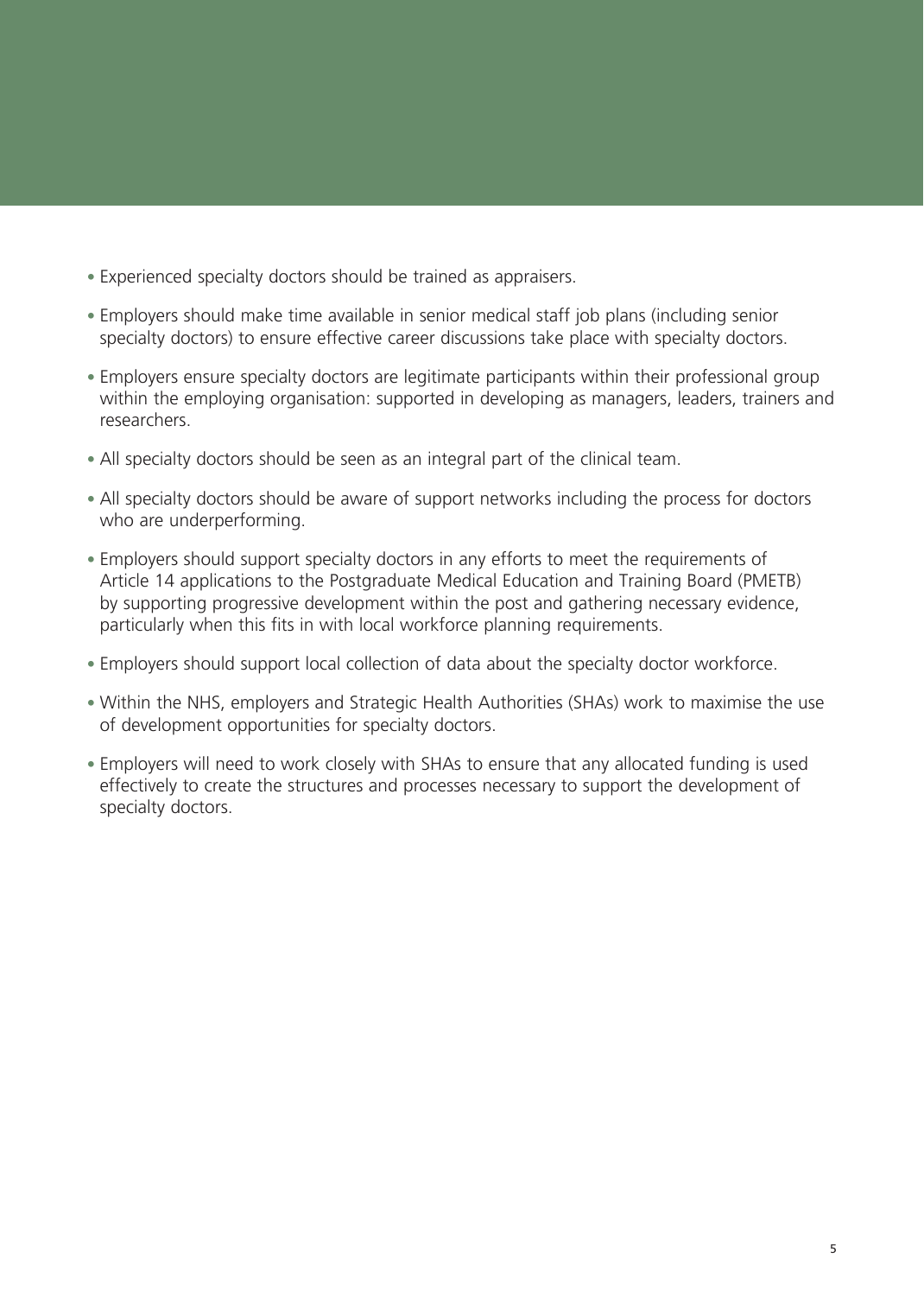- Experienced specialty doctors should be trained as appraisers.
- Employers should make time available in senior medical staff job plans (including senior specialty doctors) to ensure effective career discussions take place with specialty doctors.
- Employers ensure specialty doctors are legitimate participants within their professional group within the employing organisation: supported in developing as managers, leaders, trainers and researchers.
- All specialty doctors should be seen as an integral part of the clinical team.
- All specialty doctors should be aware of support networks including the process for doctors who are underperforming.
- Employers should support specialty doctors in any efforts to meet the requirements of Article 14 applications to the Postgraduate Medical Education and Training Board (PMETB) by supporting progressive development within the post and gathering necessary evidence, particularly when this fits in with local workforce planning requirements.
- Employers should support local collection of data about the specialty doctor workforce.
- Within the NHS, employers and Strategic Health Authorities (SHAs) work to maximise the use of development opportunities for specialty doctors.
- Employers will need to work closely with SHAs to ensure that any allocated funding is used effectively to create the structures and processes necessary to support the development of specialty doctors.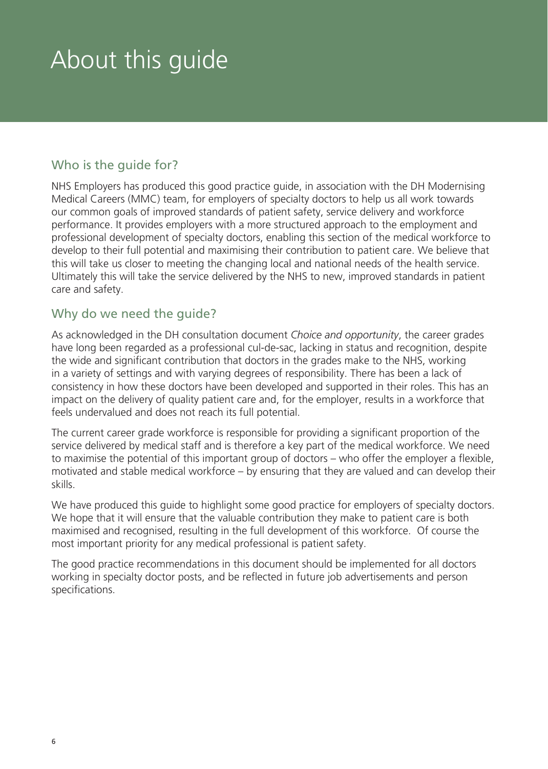# About this guide

## Who is the guide for?

NHS Employers has produced this good practice guide, in association with the DH Modernising Medical Careers (MMC) team, for employers of specialty doctors to help us all work towards our common goals of improved standards of patient safety, service delivery and workforce performance. It provides employers with a more structured approach to the employment and professional development of specialty doctors, enabling this section of the medical workforce to develop to their full potential and maximising their contribution to patient care. We believe that this will take us closer to meeting the changing local and national needs of the health service. Ultimately this will take the service delivered by the NHS to new, improved standards in patient care and safety.

## Why do we need the guide?

As acknowledged in the DH consultation document *Choice and opportunity*, the career grades have long been regarded as a professional cul-de-sac, lacking in status and recognition, despite the wide and significant contribution that doctors in the grades make to the NHS, working in a variety of settings and with varying degrees of responsibility. There has been a lack of consistency in how these doctors have been developed and supported in their roles. This has an impact on the delivery of quality patient care and, for the employer, results in a workforce that feels undervalued and does not reach its full potential.

The current career grade workforce is responsible for providing a significant proportion of the service delivered by medical staff and is therefore a key part of the medical workforce. We need to maximise the potential of this important group of doctors – who offer the employer a flexible, motivated and stable medical workforce – by ensuring that they are valued and can develop their skills.

We have produced this guide to highlight some good practice for employers of specialty doctors. We hope that it will ensure that the valuable contribution they make to patient care is both maximised and recognised, resulting in the full development of this workforce. Of course the most important priority for any medical professional is patient safety.

The good practice recommendations in this document should be implemented for all doctors working in specialty doctor posts, and be reflected in future job advertisements and person specifications.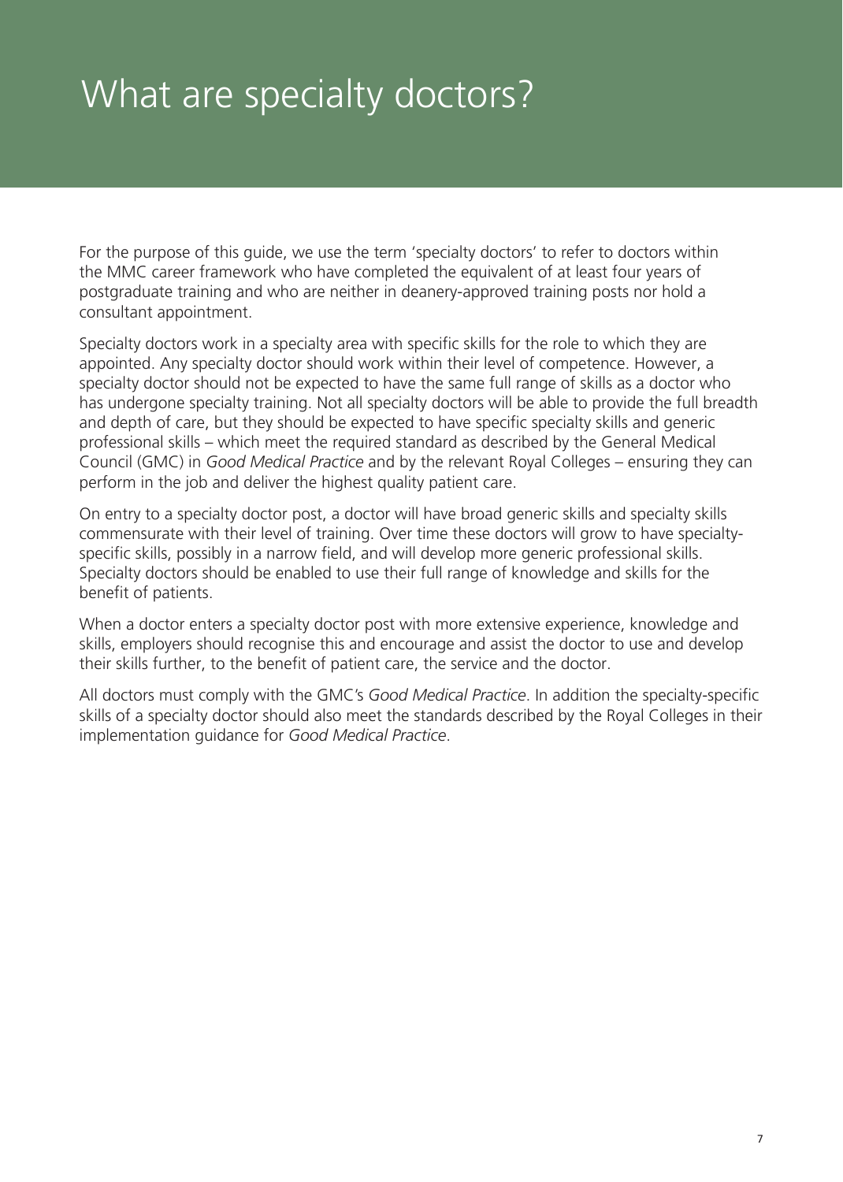# What are specialty doctors?

For the purpose of this guide, we use the term 'specialty doctors' to refer to doctors within the MMC career framework who have completed the equivalent of at least four years of postgraduate training and who are neither in deanery-approved training posts nor hold a consultant appointment.

Specialty doctors work in a specialty area with specific skills for the role to which they are appointed. Any specialty doctor should work within their level of competence. However, a specialty doctor should not be expected to have the same full range of skills as a doctor who has undergone specialty training. Not all specialty doctors will be able to provide the full breadth and depth of care, but they should be expected to have specific specialty skills and generic professional skills – which meet the required standard as described by the General Medical Council (GMC) in *Good Medical Practice* and by the relevant Royal Colleges – ensuring they can perform in the job and deliver the highest quality patient care.

On entry to a specialty doctor post, a doctor will have broad generic skills and specialty skills commensurate with their level of training. Over time these doctors will grow to have specialty-specific skills, possibly in a narrow field, and will develop more generic professional skills. Specialty doctors should be enabled to use their full range of knowledge and skills for the benefit of patients.

When a doctor enters a specialty doctor post with more extensive experience, knowledge and skills, employers should recognise this and encourage and assist the doctor to use and develop their skills further, to the benefit of patient care, the service and the doctor.

All doctors must comply with the GMC's *Good Medical Practice*. In addition the specialty-specific skills of a specialty doctor should also meet the standards described by the Royal Colleges in their implementation guidance for *Good Medical Practice*.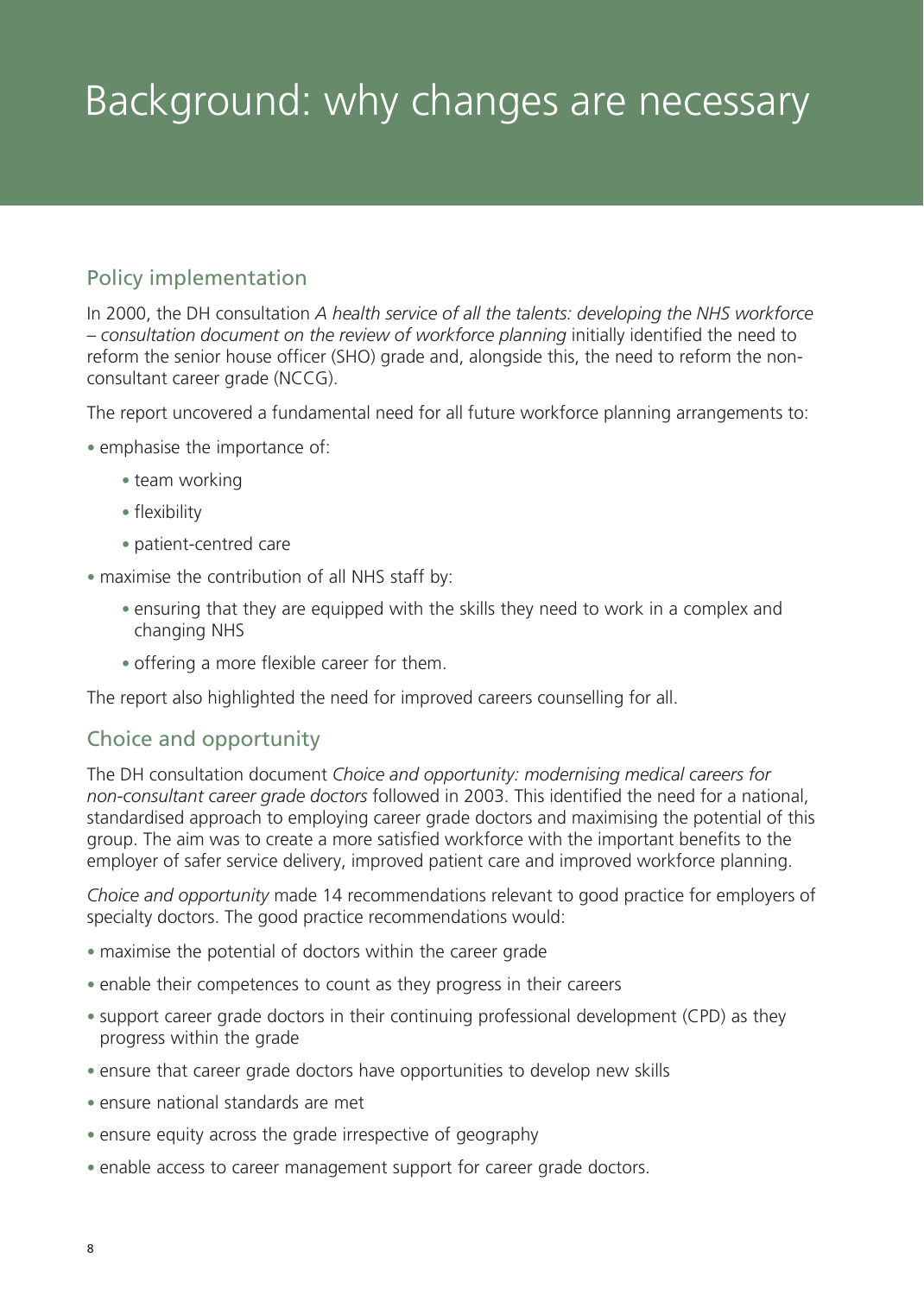# Background: why changes are necessary

## Policy implementation

In 2000, the DH consultation *A health service of all the talents: developing the NHS workforce – consultation document on the review of workforce planning* initially identified the need to reform the senior house officer (SHO) grade and, alongside this, the need to reform the non-consultant career grade (NCCG).

The report uncovered a fundamental need for all future workforce planning arrangements to:

- emphasise the importance of:
  - team working
  - flexibility
  - patient-centred care
- maximise the contribution of all NHS staff by:
  - ensuring that they are equipped with the skills they need to work in a complex and changing NHS
  - offering a more flexible career for them.

The report also highlighted the need for improved careers counselling for all.

## Choice and opportunity

The DH consultation document *Choice and opportunity: modernising medical careers for non-consultant career grade doctors* followed in 2003. This identified the need for a national, standardised approach to employing career grade doctors and maximising the potential of this group. The aim was to create a more satisfied workforce with the important benefits to the employer of safer service delivery, improved patient care and improved workforce planning.

*Choice and opportunity* made 14 recommendations relevant to good practice for employers of specialty doctors. The good practice recommendations would:

- maximise the potential of doctors within the career grade
- enable their competences to count as they progress in their careers
- support career grade doctors in their continuing professional development (CPD) as they progress within the grade
- ensure that career grade doctors have opportunities to develop new skills
- ensure national standards are met
- ensure equity across the grade irrespective of geography
- enable access to career management support for career grade doctors.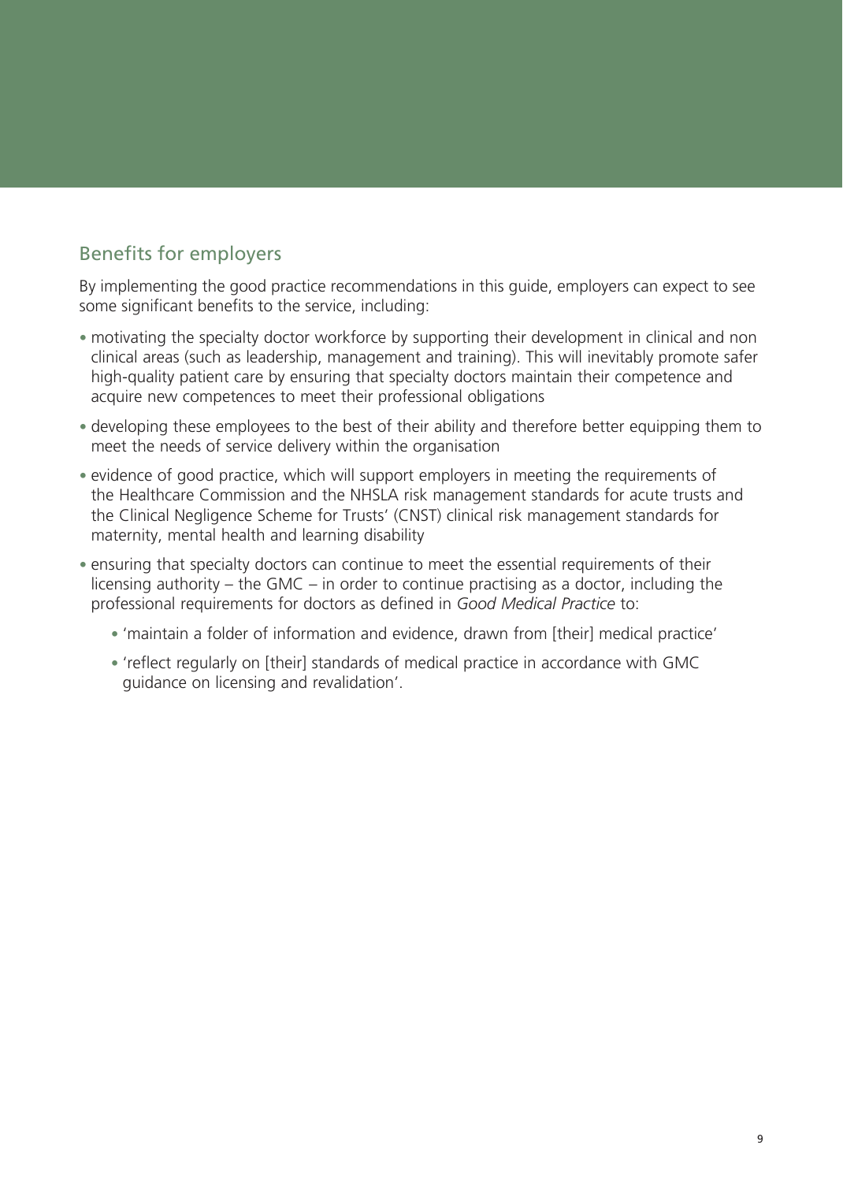## Benefits for employers

By implementing the good practice recommendations in this guide, employers can expect to see some significant benefits to the service, including:

- motivating the specialty doctor workforce by supporting their development in clinical and non clinical areas (such as leadership, management and training). This will inevitably promote safer high-quality patient care by ensuring that specialty doctors maintain their competence and acquire new competences to meet their professional obligations
- developing these employees to the best of their ability and therefore better equipping them to meet the needs of service delivery within the organisation
- evidence of good practice, which will support employers in meeting the requirements of the Healthcare Commission and the NHSLA risk management standards for acute trusts and the Clinical Negligence Scheme for Trusts' (CNST) clinical risk management standards for maternity, mental health and learning disability
- ensuring that specialty doctors can continue to meet the essential requirements of their licensing authority – the GMC – in order to continue practising as a doctor, including the professional requirements for doctors as defined in *Good Medical Practice* to:
  - 'maintain a folder of information and evidence, drawn from [their] medical practice'
  - 'reflect regularly on [their] standards of medical practice in accordance with GMC guidance on licensing and revalidation'.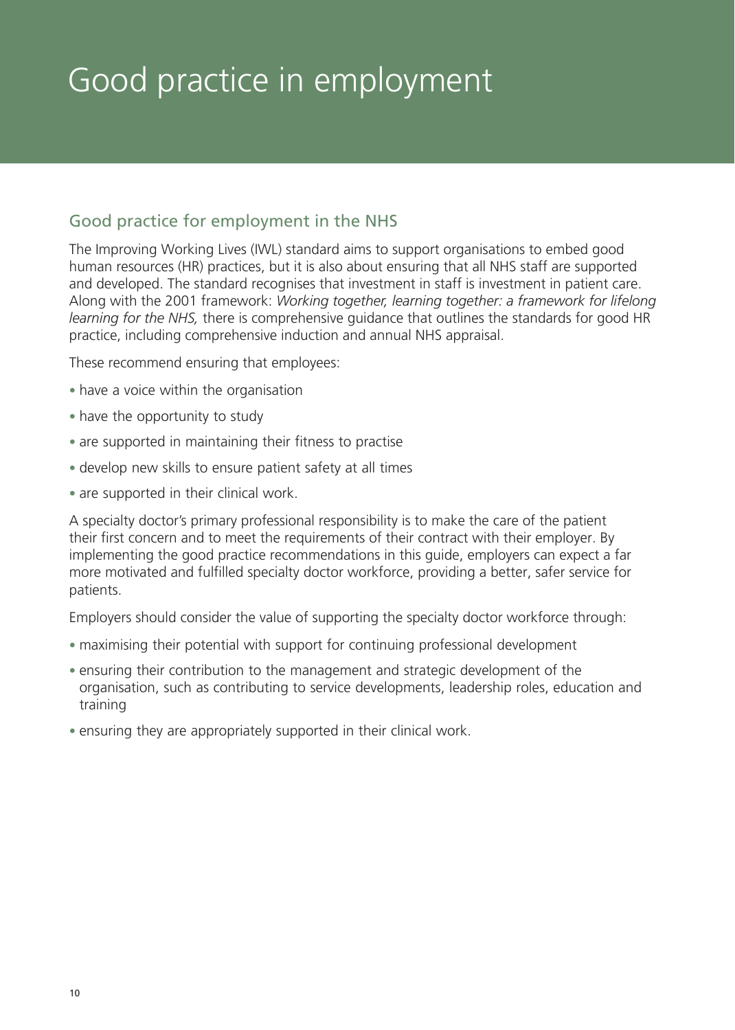# Good practice in employment

## Good practice for employment in the NHS

The Improving Working Lives (IWL) standard aims to support organisations to embed good human resources (HR) practices, but it is also about ensuring that all NHS staff are supported and developed. The standard recognises that investment in staff is investment in patient care. Along with the 2001 framework: *Working together, learning together: a framework for lifelong learning for the NHS,* there is comprehensive guidance that outlines the standards for good HR practice, including comprehensive induction and annual NHS appraisal.

These recommend ensuring that employees:

- have a voice within the organisation
- have the opportunity to study
- are supported in maintaining their fitness to practise
- develop new skills to ensure patient safety at all times
- are supported in their clinical work.

A specialty doctor's primary professional responsibility is to make the care of the patient their first concern and to meet the requirements of their contract with their employer. By implementing the good practice recommendations in this guide, employers can expect a far more motivated and fulfilled specialty doctor workforce, providing a better, safer service for patients.

Employers should consider the value of supporting the specialty doctor workforce through:

- maximising their potential with support for continuing professional development
- ensuring their contribution to the management and strategic development of the organisation, such as contributing to service developments, leadership roles, education and training
- ensuring they are appropriately supported in their clinical work.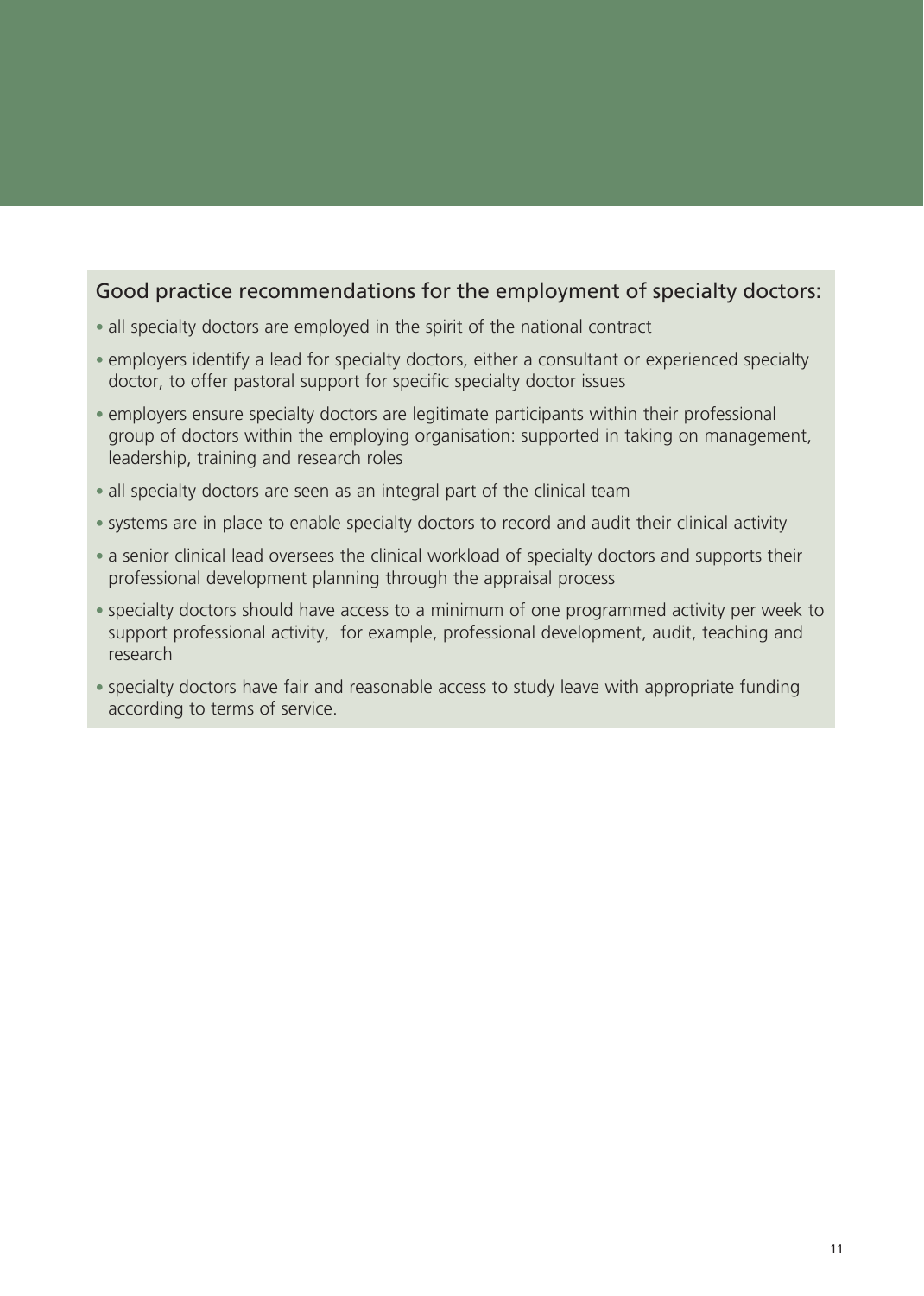### Good practice recommendations for the employment of specialty doctors:

- all specialty doctors are employed in the spirit of the national contract
- employers identify a lead for specialty doctors, either a consultant or experienced specialty doctor, to offer pastoral support for specific specialty doctor issues
- employers ensure specialty doctors are legitimate participants within their professional group of doctors within the employing organisation: supported in taking on management, leadership, training and research roles
- all specialty doctors are seen as an integral part of the clinical team
- systems are in place to enable specialty doctors to record and audit their clinical activity
- a senior clinical lead oversees the clinical workload of specialty doctors and supports their professional development planning through the appraisal process
- specialty doctors should have access to a minimum of one programmed activity per week to support professional activity, for example, professional development, audit, teaching and research
- specialty doctors have fair and reasonable access to study leave with appropriate funding according to terms of service.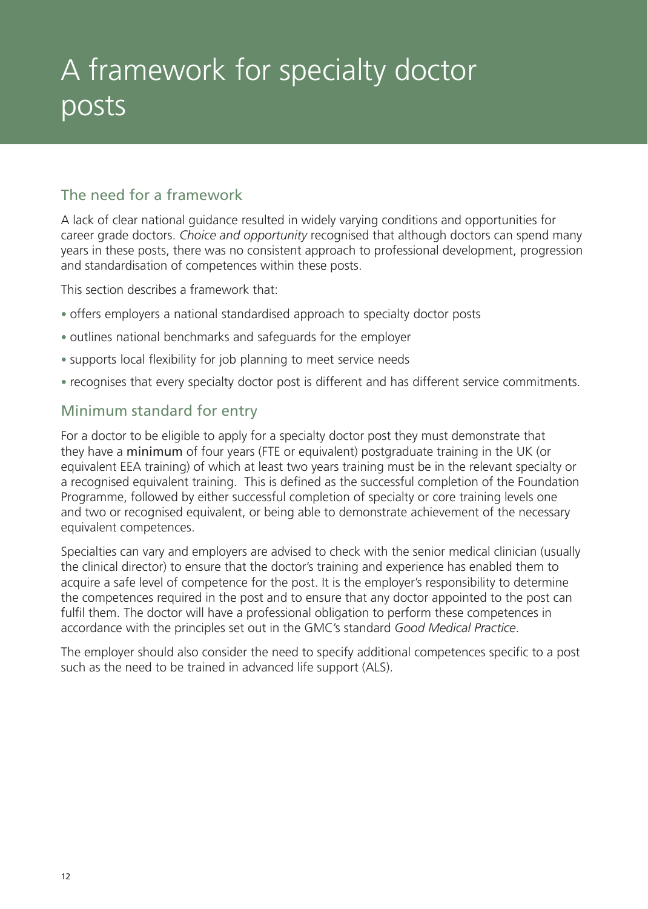# A framework for specialty doctor posts

## The need for a framework

A lack of clear national guidance resulted in widely varying conditions and opportunities for career grade doctors. *Choice and opportunity* recognised that although doctors can spend many years in these posts, there was no consistent approach to professional development, progression and standardisation of competences within these posts.

This section describes a framework that:

- offers employers a national standardised approach to specialty doctor posts
- outlines national benchmarks and safeguards for the employer
- supports local flexibility for job planning to meet service needs
- recognises that every specialty doctor post is different and has different service commitments.

## Minimum standard for entry

For a doctor to be eligible to apply for a specialty doctor post they must demonstrate that they have a **minimum** of four years (FTE or equivalent) postgraduate training in the UK (or equivalent EEA training) of which at least two years training must be in the relevant specialty or a recognised equivalent training. This is defined as the successful completion of the Foundation Programme, followed by either successful completion of specialty or core training levels one and two or recognised equivalent, or being able to demonstrate achievement of the necessary equivalent competences.

Specialties can vary and employers are advised to check with the senior medical clinician (usually the clinical director) to ensure that the doctor's training and experience has enabled them to acquire a safe level of competence for the post. It is the employer's responsibility to determine the competences required in the post and to ensure that any doctor appointed to the post can fulfil them. The doctor will have a professional obligation to perform these competences in accordance with the principles set out in the GMC's standard *Good Medical Practice*.

The employer should also consider the need to specify additional competences specific to a post such as the need to be trained in advanced life support (ALS).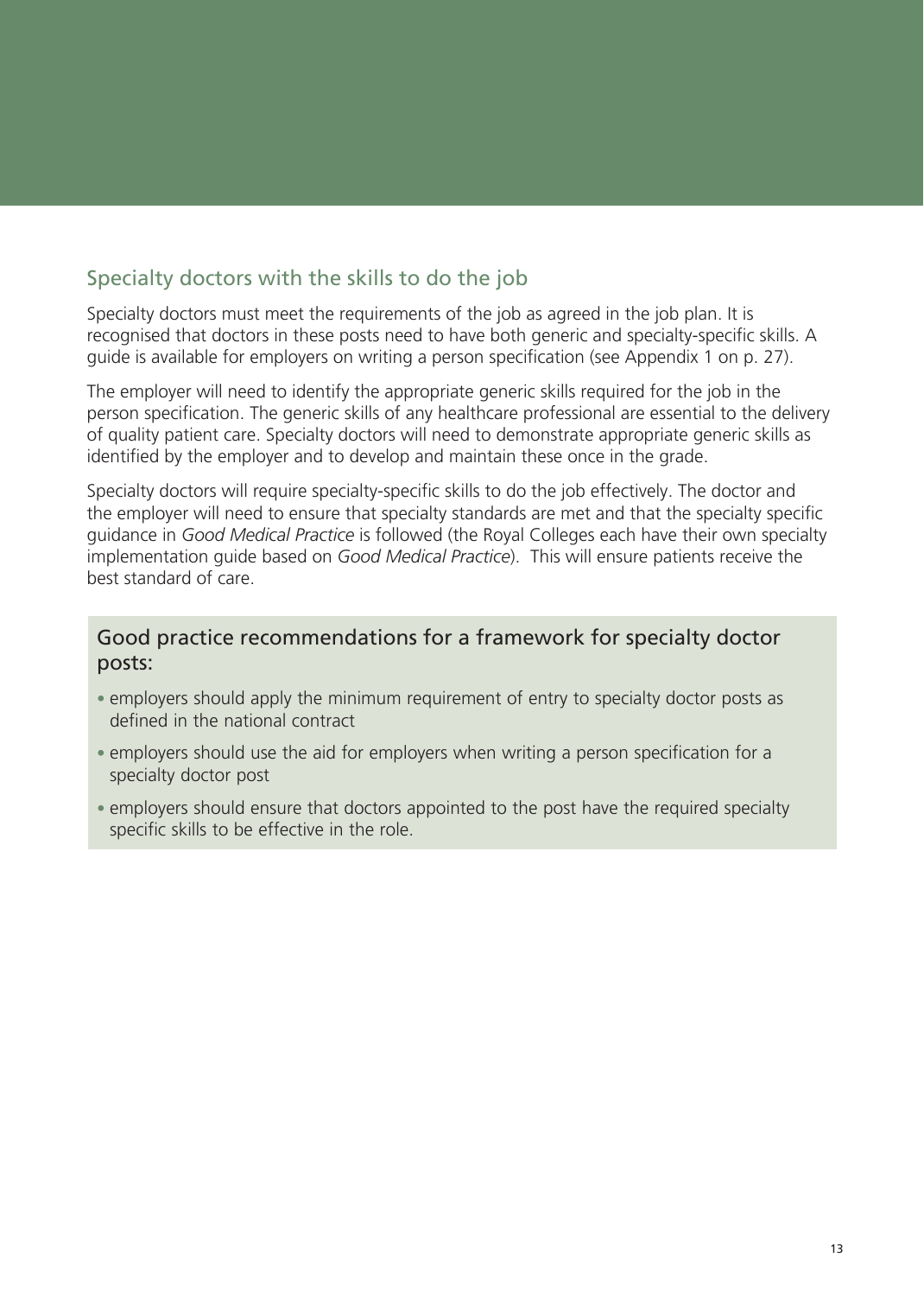## Specialty doctors with the skills to do the job

Specialty doctors must meet the requirements of the job as agreed in the job plan. It is recognised that doctors in these posts need to have both generic and specialty-specific skills. A guide is available for employers on writing a person specification (see Appendix 1 on p. 27).

The employer will need to identify the appropriate generic skills required for the job in the person specification. The generic skills of any healthcare professional are essential to the delivery of quality patient care. Specialty doctors will need to demonstrate appropriate generic skills as identified by the employer and to develop and maintain these once in the grade.

Specialty doctors will require specialty-specific skills to do the job effectively. The doctor and the employer will need to ensure that specialty standards are met and that the specialty specific guidance in *Good Medical Practice* is followed (the Royal Colleges each have their own specialty implementation guide based on *Good Medical Practice*). This will ensure patients receive the best standard of care.

### Good practice recommendations for a framework for specialty doctor posts:

- employers should apply the minimum requirement of entry to specialty doctor posts as defined in the national contract
- employers should use the aid for employers when writing a person specification for a specialty doctor post
- employers should ensure that doctors appointed to the post have the required specialty specific skills to be effective in the role.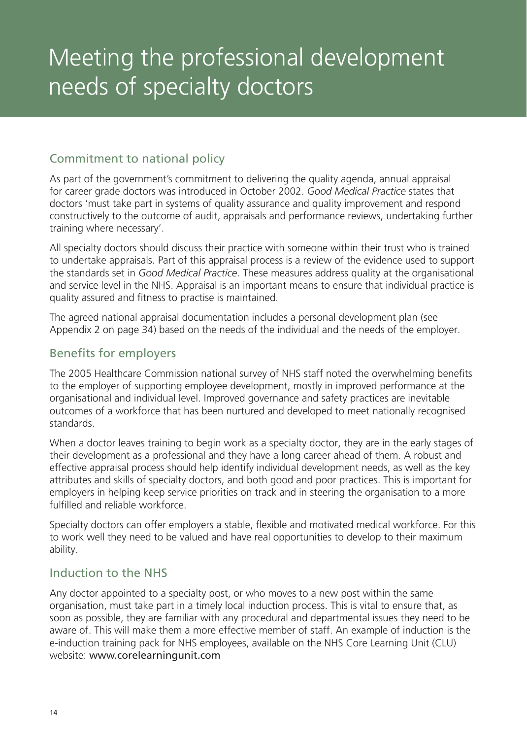# Meeting the professional development needs of specialty doctors

## Commitment to national policy

As part of the government's commitment to delivering the quality agenda, annual appraisal for career grade doctors was introduced in October 2002. *Good Medical Practice* states that doctors 'must take part in systems of quality assurance and quality improvement and respond constructively to the outcome of audit, appraisals and performance reviews, undertaking further training where necessary'.

All specialty doctors should discuss their practice with someone within their trust who is trained to undertake appraisals. Part of this appraisal process is a review of the evidence used to support the standards set in *Good Medical Practice*. These measures address quality at the organisational and service level in the NHS. Appraisal is an important means to ensure that individual practice is quality assured and fitness to practise is maintained.

The agreed national appraisal documentation includes a personal development plan (see Appendix 2 on page 34) based on the needs of the individual and the needs of the employer.

## Benefits for employers

The 2005 Healthcare Commission national survey of NHS staff noted the overwhelming benefits to the employer of supporting employee development, mostly in improved performance at the organisational and individual level. Improved governance and safety practices are inevitable outcomes of a workforce that has been nurtured and developed to meet nationally recognised standards.

When a doctor leaves training to begin work as a specialty doctor, they are in the early stages of their development as a professional and they have a long career ahead of them. A robust and effective appraisal process should help identify individual development needs, as well as the key attributes and skills of specialty doctors, and both good and poor practices. This is important for employers in helping keep service priorities on track and in steering the organisation to a more fulfilled and reliable workforce.

Specialty doctors can offer employers a stable, flexible and motivated medical workforce. For this to work well they need to be valued and have real opportunities to develop to their maximum ability.

## Induction to the NHS

Any doctor appointed to a specialty post, or who moves to a new post within the same organisation, must take part in a timely local induction process. This is vital to ensure that, as soon as possible, they are familiar with any procedural and departmental issues they need to be aware of. This will make them a more effective member of staff. An example of induction is the e-induction training pack for NHS employees, available on the NHS Core Learning Unit (CLU) website: www.corelearningunit.com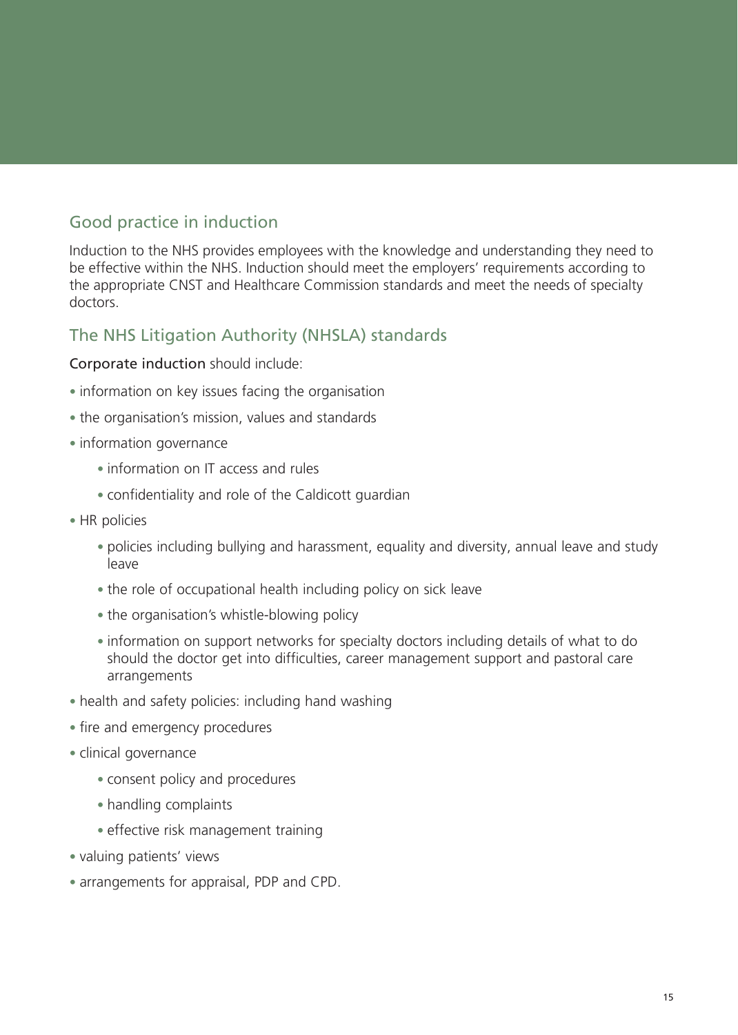## Good practice in induction

Induction to the NHS provides employees with the knowledge and understanding they need to be effective within the NHS. Induction should meet the employers' requirements according to the appropriate CNST and Healthcare Commission standards and meet the needs of specialty doctors.

## The NHS Litigation Authority (NHSLA) standards

Corporate induction should include:

- information on key issues facing the organisation
- the organisation's mission, values and standards
- information governance
  - information on IT access and rules
  - confidentiality and role of the Caldicott guardian
- HR policies
  - policies including bullying and harassment, equality and diversity, annual leave and study leave
  - the role of occupational health including policy on sick leave
  - the organisation's whistle-blowing policy
  - information on support networks for specialty doctors including details of what to do should the doctor get into difficulties, career management support and pastoral care arrangements
- health and safety policies: including hand washing
- fire and emergency procedures
- clinical governance
  - consent policy and procedures
  - handling complaints
  - effective risk management training
- valuing patients' views
- arrangements for appraisal, PDP and CPD.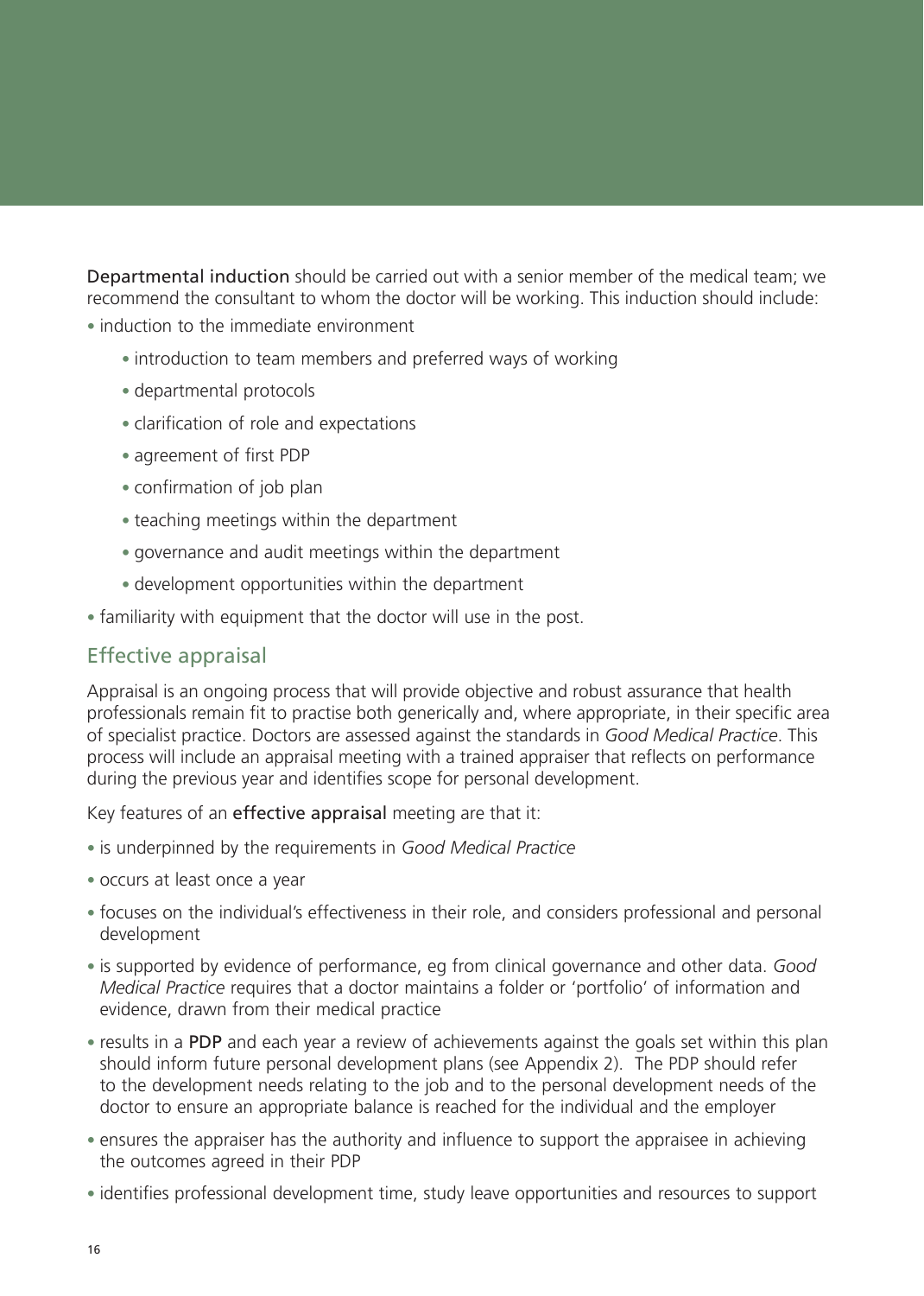**Departmental induction** should be carried out with a senior member of the medical team; we recommend the consultant to whom the doctor will be working. This induction should include:

- induction to the immediate environment
    - introduction to team members and preferred ways of working
    - departmental protocols
    - clarification of role and expectations
    - agreement of first PDP
    - confirmation of job plan
    - teaching meetings within the department
    - governance and audit meetings within the department
    - development opportunities within the department
- familiarity with equipment that the doctor will use in the post.

## Effective appraisal

Appraisal is an ongoing process that will provide objective and robust assurance that health professionals remain fit to practise both generically and, where appropriate, in their specific area of specialist practice. Doctors are assessed against the standards in *Good Medical Practice*. This process will include an appraisal meeting with a trained appraiser that reflects on performance during the previous year and identifies scope for personal development.

Key features of an **effective appraisal** meeting are that it:

- is underpinned by the requirements in *Good Medical Practice*
- occurs at least once a year
- focuses on the individual's effectiveness in their role, and considers professional and personal development
- is supported by evidence of performance, eg from clinical governance and other data. *Good Medical Practice* requires that a doctor maintains a folder or 'portfolio' of information and evidence, drawn from their medical practice
- results in a **PDP** and each year a review of achievements against the goals set within this plan should inform future personal development plans (see Appendix 2). The PDP should refer to the development needs relating to the job and to the personal development needs of the doctor to ensure an appropriate balance is reached for the individual and the employer
- ensures the appraiser has the authority and influence to support the appraisee in achieving the outcomes agreed in their PDP
- identifies professional development time, study leave opportunities and resources to support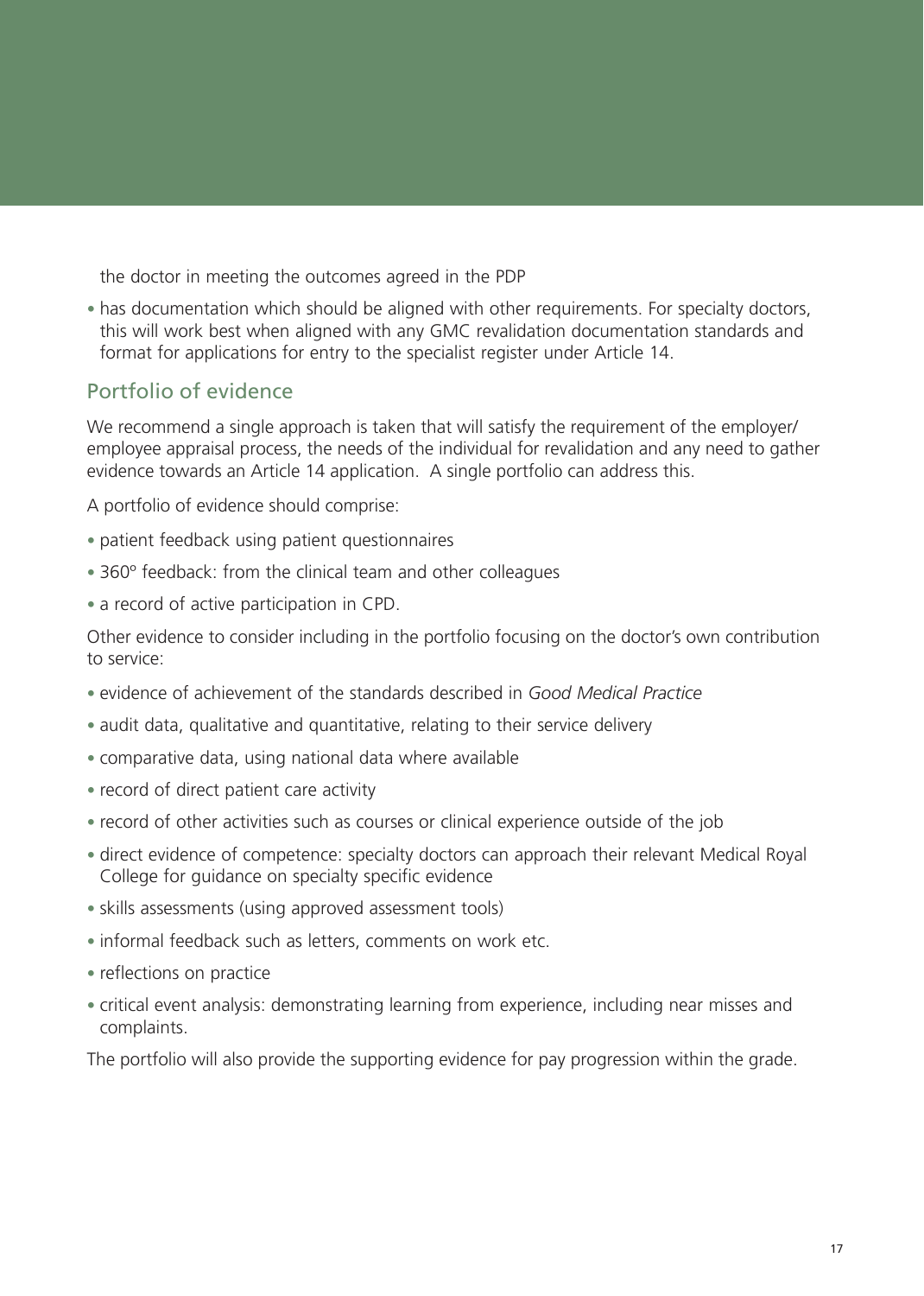the doctor in meeting the outcomes agreed in the PDP

- has documentation which should be aligned with other requirements. For specialty doctors, this will work best when aligned with any GMC revalidation documentation standards and format for applications for entry to the specialist register under Article 14.

## Portfolio of evidence

We recommend a single approach is taken that will satisfy the requirement of the employer/employee appraisal process, the needs of the individual for revalidation and any need to gather evidence towards an Article 14 application. A single portfolio can address this.

A portfolio of evidence should comprise:

- patient feedback using patient questionnaires
- 360º feedback: from the clinical team and other colleagues
- a record of active participation in CPD.

Other evidence to consider including in the portfolio focusing on the doctor's own contribution to service:

- evidence of achievement of the standards described in *Good Medical Practice*
- audit data, qualitative and quantitative, relating to their service delivery
- comparative data, using national data where available
- record of direct patient care activity
- record of other activities such as courses or clinical experience outside of the job
- direct evidence of competence: specialty doctors can approach their relevant Medical Royal College for guidance on specialty specific evidence
- skills assessments (using approved assessment tools)
- informal feedback such as letters, comments on work etc.
- reflections on practice
- critical event analysis: demonstrating learning from experience, including near misses and complaints.

The portfolio will also provide the supporting evidence for pay progression within the grade.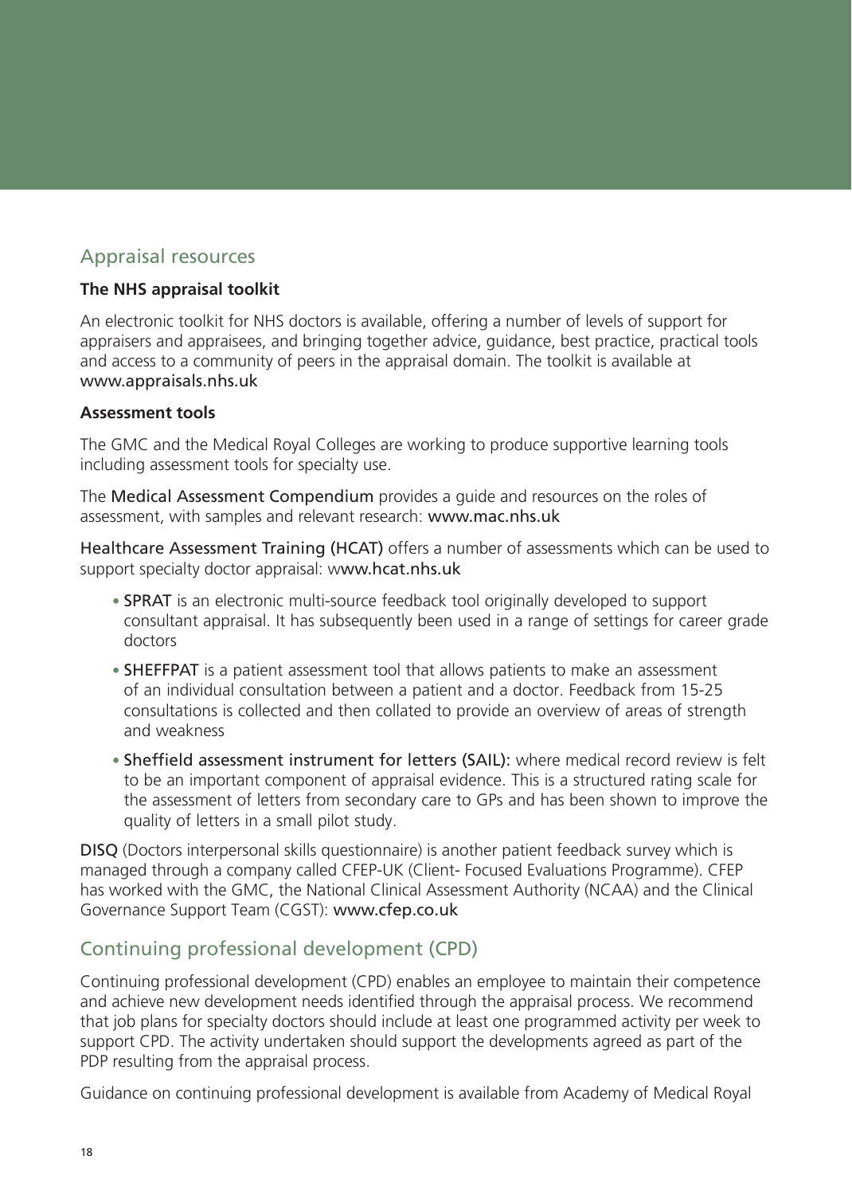## Appraisal resources

**The NHS appraisal toolkit**

An electronic toolkit for NHS doctors is available, offering a number of levels of support for appraisers and appraisees, and bringing together advice, guidance, best practice, practical tools and access to a community of peers in the appraisal domain. The toolkit is available at www.appraisals.nhs.uk

**Assessment tools**

The GMC and the Medical Royal Colleges are working to produce supportive learning tools including assessment tools for specialty use.

The Medical Assessment Compendium provides a guide and resources on the roles of assessment, with samples and relevant research: www.mac.nhs.uk

Healthcare Assessment Training (HCAT) offers a number of assessments which can be used to support specialty doctor appraisal: www.hcat.nhs.uk

- SPRAT is an electronic multi-source feedback tool originally developed to support consultant appraisal. It has subsequently been used in a range of settings for career grade doctors
- SHEFFPAT is a patient assessment tool that allows patients to make an assessment of an individual consultation between a patient and a doctor. Feedback from 15-25 consultations is collected and then collated to provide an overview of areas of strength and weakness
- Sheffield assessment instrument for letters (SAIL): where medical record review is felt to be an important component of appraisal evidence. This is a structured rating scale for the assessment of letters from secondary care to GPs and has been shown to improve the quality of letters in a small pilot study.

DISQ (Doctors interpersonal skills questionnaire) is another patient feedback survey which is managed through a company called CFEP-UK (Client- Focused Evaluations Programme). CFEP has worked with the GMC, the National Clinical Assessment Authority (NCAA) and the Clinical Governance Support Team (CGST): www.cfep.co.uk

## Continuing professional development (CPD)

Continuing professional development (CPD) enables an employee to maintain their competence and achieve new development needs identified through the appraisal process. We recommend that job plans for specialty doctors should include at least one programmed activity per week to support CPD. The activity undertaken should support the developments agreed as part of the PDP resulting from the appraisal process.

Guidance on continuing professional development is available from Academy of Medical Royal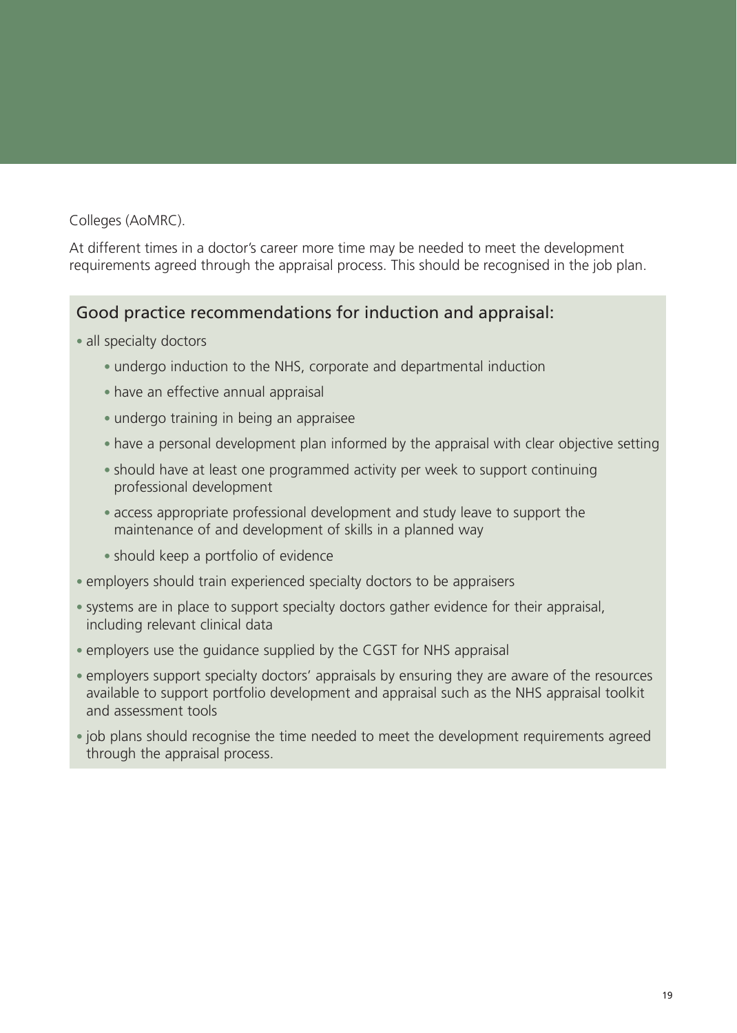Colleges (AoMRC).

At different times in a doctor's career more time may be needed to meet the development requirements agreed through the appraisal process. This should be recognised in the job plan.

### Good practice recommendations for induction and appraisal:

- all specialty doctors
    - undergo induction to the NHS, corporate and departmental induction
    - have an effective annual appraisal
    - undergo training in being an appraisee
    - have a personal development plan informed by the appraisal with clear objective setting
    - should have at least one programmed activity per week to support continuing professional development
    - access appropriate professional development and study leave to support the maintenance of and development of skills in a planned way
    - should keep a portfolio of evidence
- employers should train experienced specialty doctors to be appraisers
- systems are in place to support specialty doctors gather evidence for their appraisal, including relevant clinical data
- employers use the guidance supplied by the CGST for NHS appraisal
- employers support specialty doctors' appraisals by ensuring they are aware of the resources available to support portfolio development and appraisal such as the NHS appraisal toolkit and assessment tools
- job plans should recognise the time needed to meet the development requirements agreed through the appraisal process.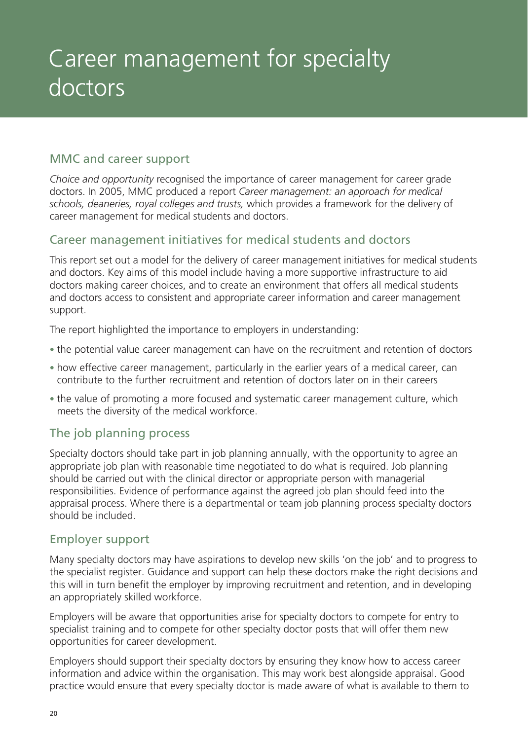# Career management for specialty doctors

## MMC and career support

*Choice and opportunity* recognised the importance of career management for career grade doctors. In 2005, MMC produced a report *Career management: an approach for medical schools, deaneries, royal colleges and trusts,* which provides a framework for the delivery of career management for medical students and doctors.

## Career management initiatives for medical students and doctors

This report set out a model for the delivery of career management initiatives for medical students and doctors. Key aims of this model include having a more supportive infrastructure to aid doctors making career choices, and to create an environment that offers all medical students and doctors access to consistent and appropriate career information and career management support.

The report highlighted the importance to employers in understanding:

- the potential value career management can have on the recruitment and retention of doctors
- how effective career management, particularly in the earlier years of a medical career, can contribute to the further recruitment and retention of doctors later on in their careers
- the value of promoting a more focused and systematic career management culture, which meets the diversity of the medical workforce.

## The job planning process

Specialty doctors should take part in job planning annually, with the opportunity to agree an appropriate job plan with reasonable time negotiated to do what is required. Job planning should be carried out with the clinical director or appropriate person with managerial responsibilities. Evidence of performance against the agreed job plan should feed into the appraisal process. Where there is a departmental or team job planning process specialty doctors should be included.

## Employer support

Many specialty doctors may have aspirations to develop new skills 'on the job' and to progress to the specialist register. Guidance and support can help these doctors make the right decisions and this will in turn benefit the employer by improving recruitment and retention, and in developing an appropriately skilled workforce.

Employers will be aware that opportunities arise for specialty doctors to compete for entry to specialist training and to compete for other specialty doctor posts that will offer them new opportunities for career development.

Employers should support their specialty doctors by ensuring they know how to access career information and advice within the organisation. This may work best alongside appraisal. Good practice would ensure that every specialty doctor is made aware of what is available to them to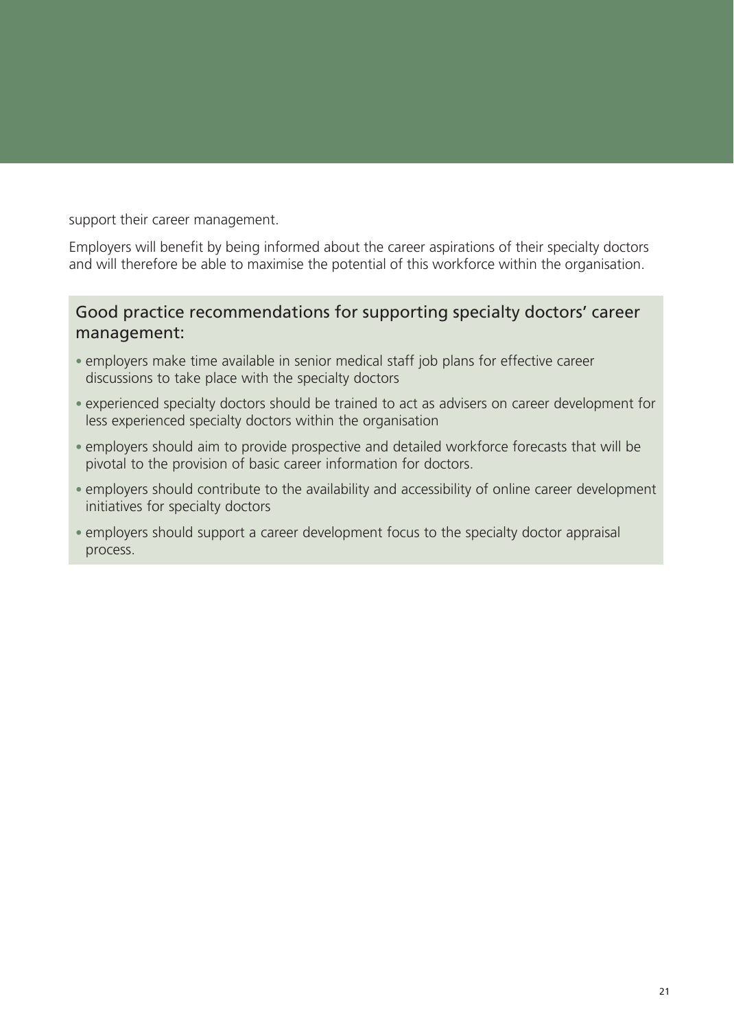support their career management.

Employers will benefit by being informed about the career aspirations of their specialty doctors and will therefore be able to maximise the potential of this workforce within the organisation.

### Good practice recommendations for supporting specialty doctors' career management:

- employers make time available in senior medical staff job plans for effective career discussions to take place with the specialty doctors
- experienced specialty doctors should be trained to act as advisers on career development for less experienced specialty doctors within the organisation
- employers should aim to provide prospective and detailed workforce forecasts that will be pivotal to the provision of basic career information for doctors.
- employers should contribute to the availability and accessibility of online career development initiatives for specialty doctors
- employers should support a career development focus to the specialty doctor appraisal process.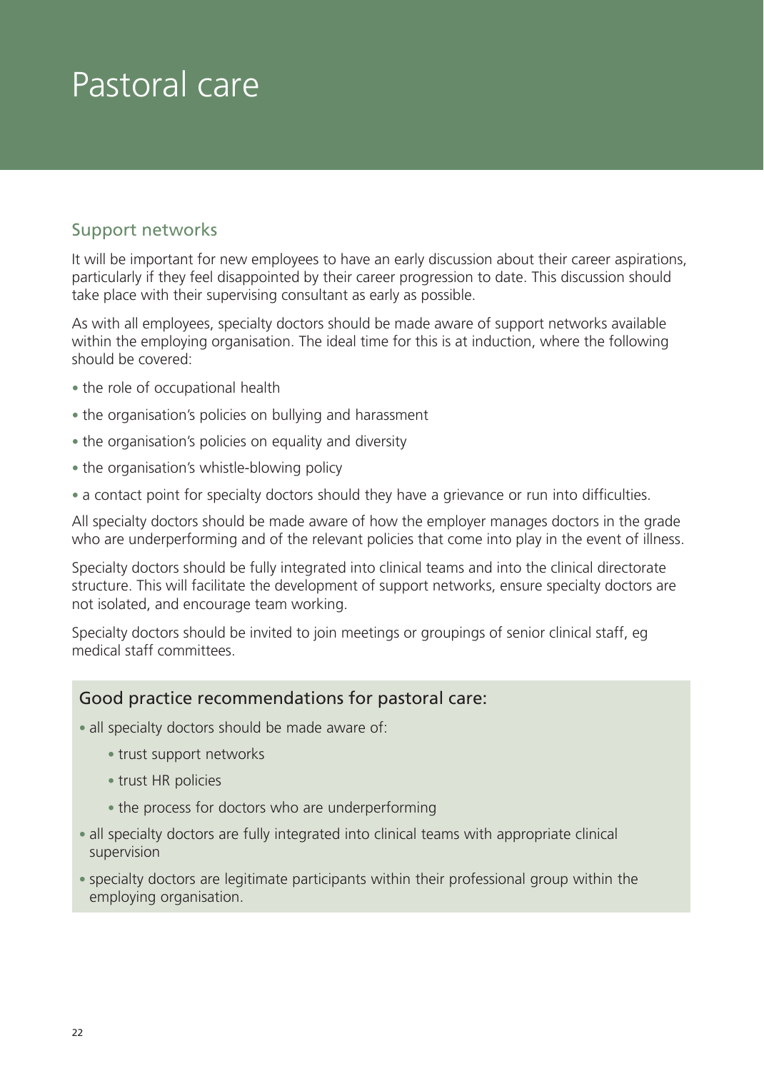# Pastoral care

## Support networks

It will be important for new employees to have an early discussion about their career aspirations, particularly if they feel disappointed by their career progression to date. This discussion should take place with their supervising consultant as early as possible.

As with all employees, specialty doctors should be made aware of support networks available within the employing organisation. The ideal time for this is at induction, where the following should be covered:

- the role of occupational health
- the organisation's policies on bullying and harassment
- the organisation's policies on equality and diversity
- the organisation's whistle-blowing policy
- a contact point for specialty doctors should they have a grievance or run into difficulties.

All specialty doctors should be made aware of how the employer manages doctors in the grade who are underperforming and of the relevant policies that come into play in the event of illness.

Specialty doctors should be fully integrated into clinical teams and into the clinical directorate structure. This will facilitate the development of support networks, ensure specialty doctors are not isolated, and encourage team working.

Specialty doctors should be invited to join meetings or groupings of senior clinical staff, eg medical staff committees.

### Good practice recommendations for pastoral care:

- all specialty doctors should be made aware of:
  - trust support networks
  - trust HR policies
  - the process for doctors who are underperforming
- all specialty doctors are fully integrated into clinical teams with appropriate clinical supervision
- specialty doctors are legitimate participants within their professional group within the employing organisation.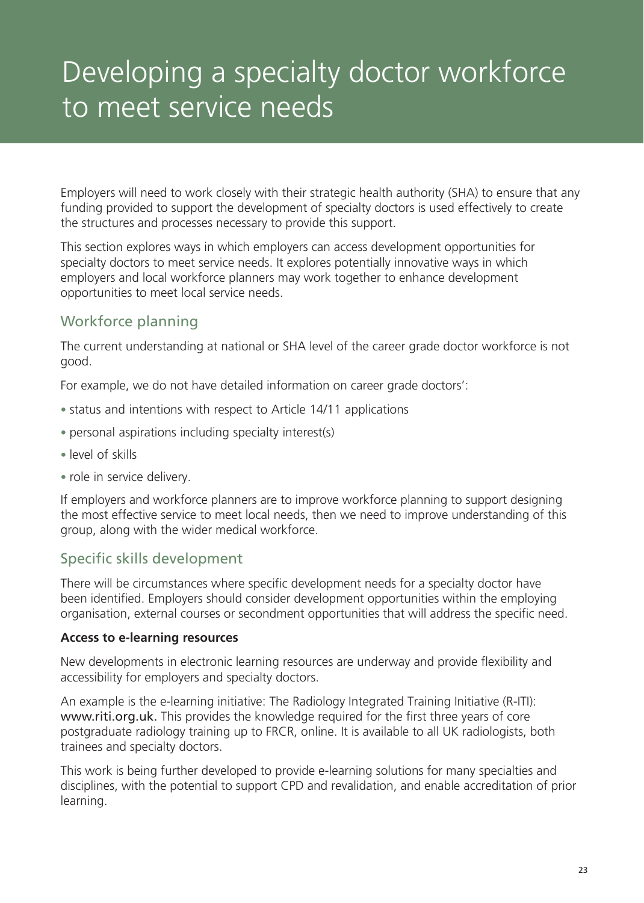# Developing a specialty doctor workforce to meet service needs

Employers will need to work closely with their strategic health authority (SHA) to ensure that any funding provided to support the development of specialty doctors is used effectively to create the structures and processes necessary to provide this support.

This section explores ways in which employers can access development opportunities for specialty doctors to meet service needs. It explores potentially innovative ways in which employers and local workforce planners may work together to enhance development opportunities to meet local service needs.

## Workforce planning

The current understanding at national or SHA level of the career grade doctor workforce is not good.

For example, we do not have detailed information on career grade doctors':

- status and intentions with respect to Article 14/11 applications
- personal aspirations including specialty interest(s)
- level of skills
- role in service delivery.

If employers and workforce planners are to improve workforce planning to support designing the most effective service to meet local needs, then we need to improve understanding of this group, along with the wider medical workforce.

## Specific skills development

There will be circumstances where specific development needs for a specialty doctor have been identified. Employers should consider development opportunities within the employing organisation, external courses or secondment opportunities that will address the specific need.

**Access to e-learning resources**

New developments in electronic learning resources are underway and provide flexibility and accessibility for employers and specialty doctors.

An example is the e-learning initiative: The Radiology Integrated Training Initiative (R-ITI): www.riti.org.uk. This provides the knowledge required for the first three years of core postgraduate radiology training up to FRCR, online. It is available to all UK radiologists, both trainees and specialty doctors.

This work is being further developed to provide e-learning solutions for many specialties and disciplines, with the potential to support CPD and revalidation, and enable accreditation of prior learning.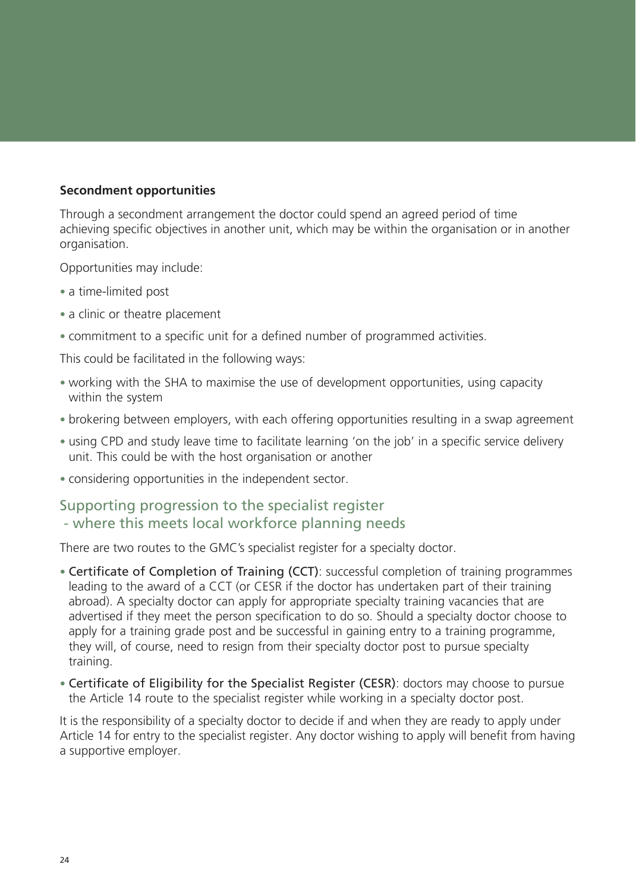**Secondment opportunities**

Through a secondment arrangement the doctor could spend an agreed period of time achieving specific objectives in another unit, which may be within the organisation or in another organisation.

Opportunities may include:

- a time-limited post
- a clinic or theatre placement
- commitment to a specific unit for a defined number of programmed activities.

This could be facilitated in the following ways:

- working with the SHA to maximise the use of development opportunities, using capacity within the system
- brokering between employers, with each offering opportunities resulting in a swap agreement
- using CPD and study leave time to facilitate learning 'on the job' in a specific service delivery unit. This could be with the host organisation or another
- considering opportunities in the independent sector.

## Supporting progression to the specialist register - where this meets local workforce planning needs

There are two routes to the GMC's specialist register for a specialty doctor.

- Certificate of Completion of Training (CCT): successful completion of training programmes leading to the award of a CCT (or CESR if the doctor has undertaken part of their training abroad). A specialty doctor can apply for appropriate specialty training vacancies that are advertised if they meet the person specification to do so. Should a specialty doctor choose to apply for a training grade post and be successful in gaining entry to a training programme, they will, of course, need to resign from their specialty doctor post to pursue specialty training.
- Certificate of Eligibility for the Specialist Register (CESR): doctors may choose to pursue the Article 14 route to the specialist register while working in a specialty doctor post.

It is the responsibility of a specialty doctor to decide if and when they are ready to apply under Article 14 for entry to the specialist register. Any doctor wishing to apply will benefit from having a supportive employer.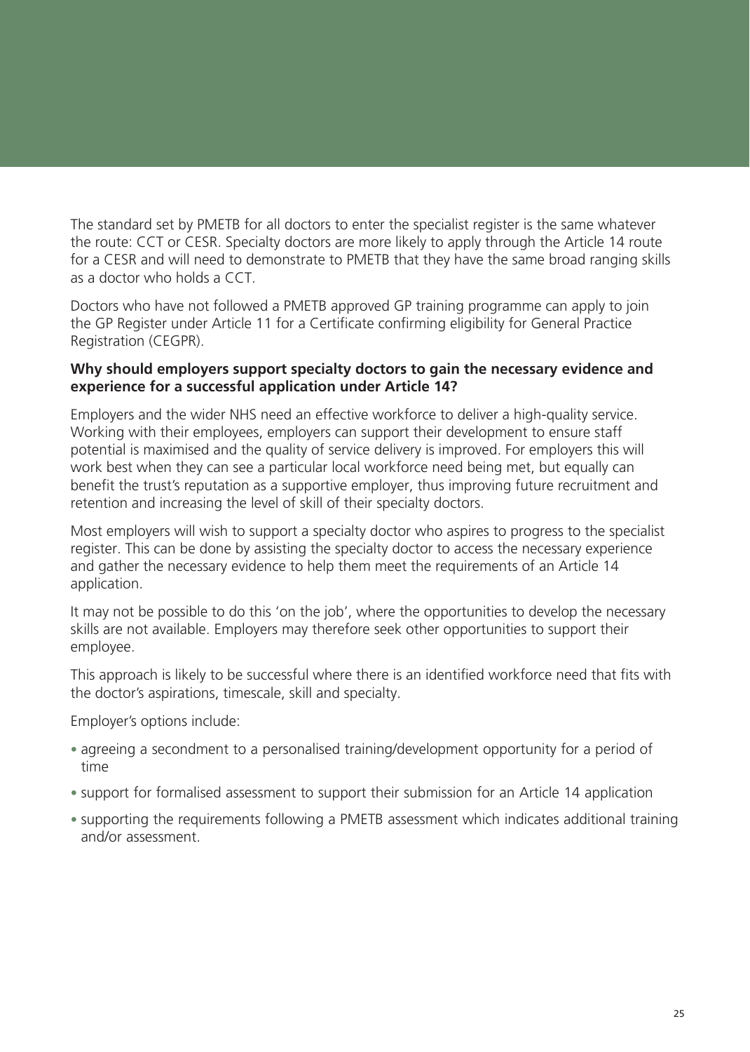The standard set by PMETB for all doctors to enter the specialist register is the same whatever the route: CCT or CESR. Specialty doctors are more likely to apply through the Article 14 route for a CESR and will need to demonstrate to PMETB that they have the same broad ranging skills as a doctor who holds a CCT.

Doctors who have not followed a PMETB approved GP training programme can apply to join the GP Register under Article 11 for a Certificate confirming eligibility for General Practice Registration (CEGPR).

**Why should employers support specialty doctors to gain the necessary evidence and experience for a successful application under Article 14?**

Employers and the wider NHS need an effective workforce to deliver a high-quality service. Working with their employees, employers can support their development to ensure staff potential is maximised and the quality of service delivery is improved. For employers this will work best when they can see a particular local workforce need being met, but equally can benefit the trust's reputation as a supportive employer, thus improving future recruitment and retention and increasing the level of skill of their specialty doctors.

Most employers will wish to support a specialty doctor who aspires to progress to the specialist register. This can be done by assisting the specialty doctor to access the necessary experience and gather the necessary evidence to help them meet the requirements of an Article 14 application.

It may not be possible to do this 'on the job', where the opportunities to develop the necessary skills are not available. Employers may therefore seek other opportunities to support their employee.

This approach is likely to be successful where there is an identified workforce need that fits with the doctor's aspirations, timescale, skill and specialty.

Employer's options include:

- agreeing a secondment to a personalised training/development opportunity for a period of time
- support for formalised assessment to support their submission for an Article 14 application
- supporting the requirements following a PMETB assessment which indicates additional training and/or assessment.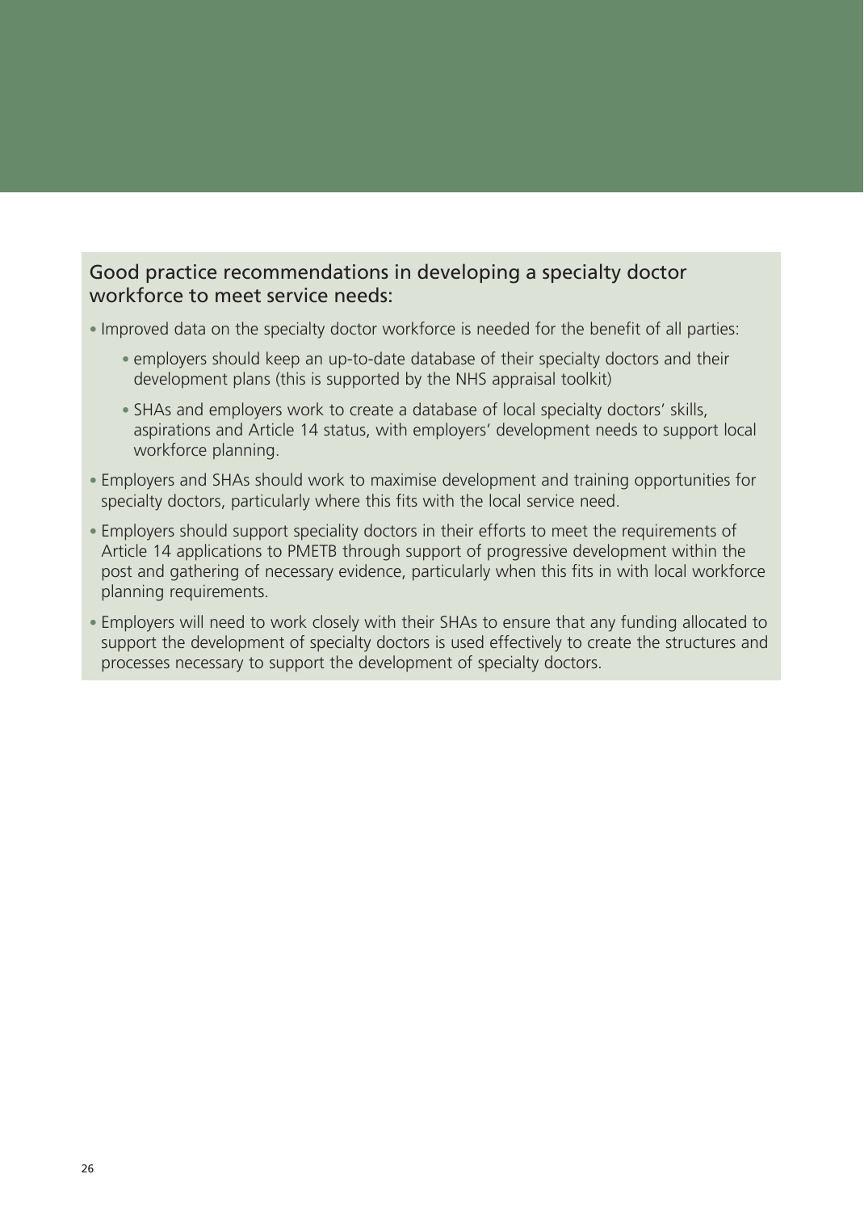### Good practice recommendations in developing a specialty doctor workforce to meet service needs:

- Improved data on the specialty doctor workforce is needed for the benefit of all parties:
  - employers should keep an up-to-date database of their specialty doctors and their development plans (this is supported by the NHS appraisal toolkit)
  - SHAs and employers work to create a database of local specialty doctors' skills, aspirations and Article 14 status, with employers' development needs to support local workforce planning.
- Employers and SHAs should work to maximise development and training opportunities for specialty doctors, particularly where this fits with the local service need.
- Employers should support speciality doctors in their efforts to meet the requirements of Article 14 applications to PMETB through support of progressive development within the post and gathering of necessary evidence, particularly when this fits in with local workforce planning requirements.
- Employers will need to work closely with their SHAs to ensure that any funding allocated to support the development of specialty doctors is used effectively to create the structures and processes necessary to support the development of specialty doctors.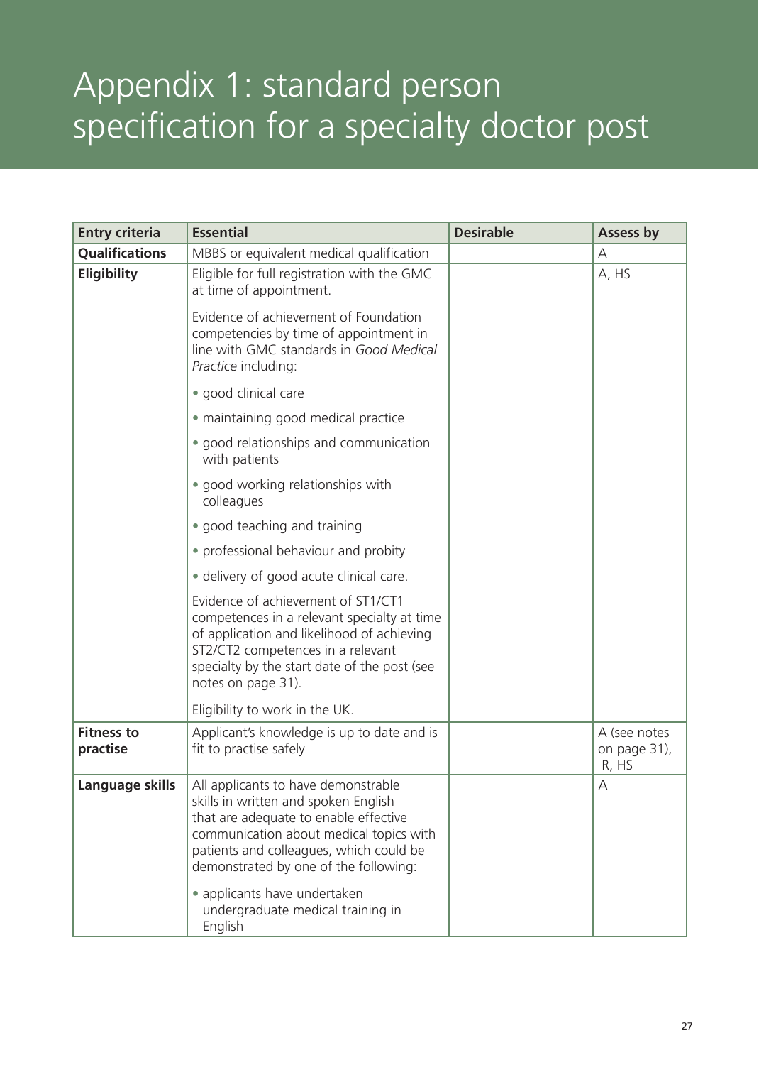# Appendix 1: standard person specification for a specialty doctor post

| Entry criteria | Essential | Desirable | Assess by |
|---|---|---|---|
| **Qualifications** | MBBS or equivalent medical qualification | | A |
| **Eligibility** | Eligible for full registration with the GMC at time of appointment.<br><br>Evidence of achievement of Foundation competencies by time of appointment in line with GMC standards in *Good Medical Practice* including:<br>• good clinical care<br>• maintaining good medical practice<br>• good relationships and communication with patients<br>• good working relationships with colleagues<br>• good teaching and training<br>• professional behaviour and probity<br>• delivery of good acute clinical care.<br><br>Evidence of achievement of ST1/CT1 competences in a relevant specialty at time of application and likelihood of achieving ST2/CT2 competences in a relevant specialty by the start date of the post (see notes on page 31).<br><br>Eligibility to work in the UK. | | A, HS |
| **Fitness to practise** | Applicant's knowledge is up to date and is fit to practise safely | | A (see notes on page 31), R, HS |
| **Language skills** | All applicants to have demonstrable skills in written and spoken English that are adequate to enable effective communication about medical topics with patients and colleagues, which could be demonstrated by one of the following:<br>• applicants have undertaken undergraduate medical training in English | | A |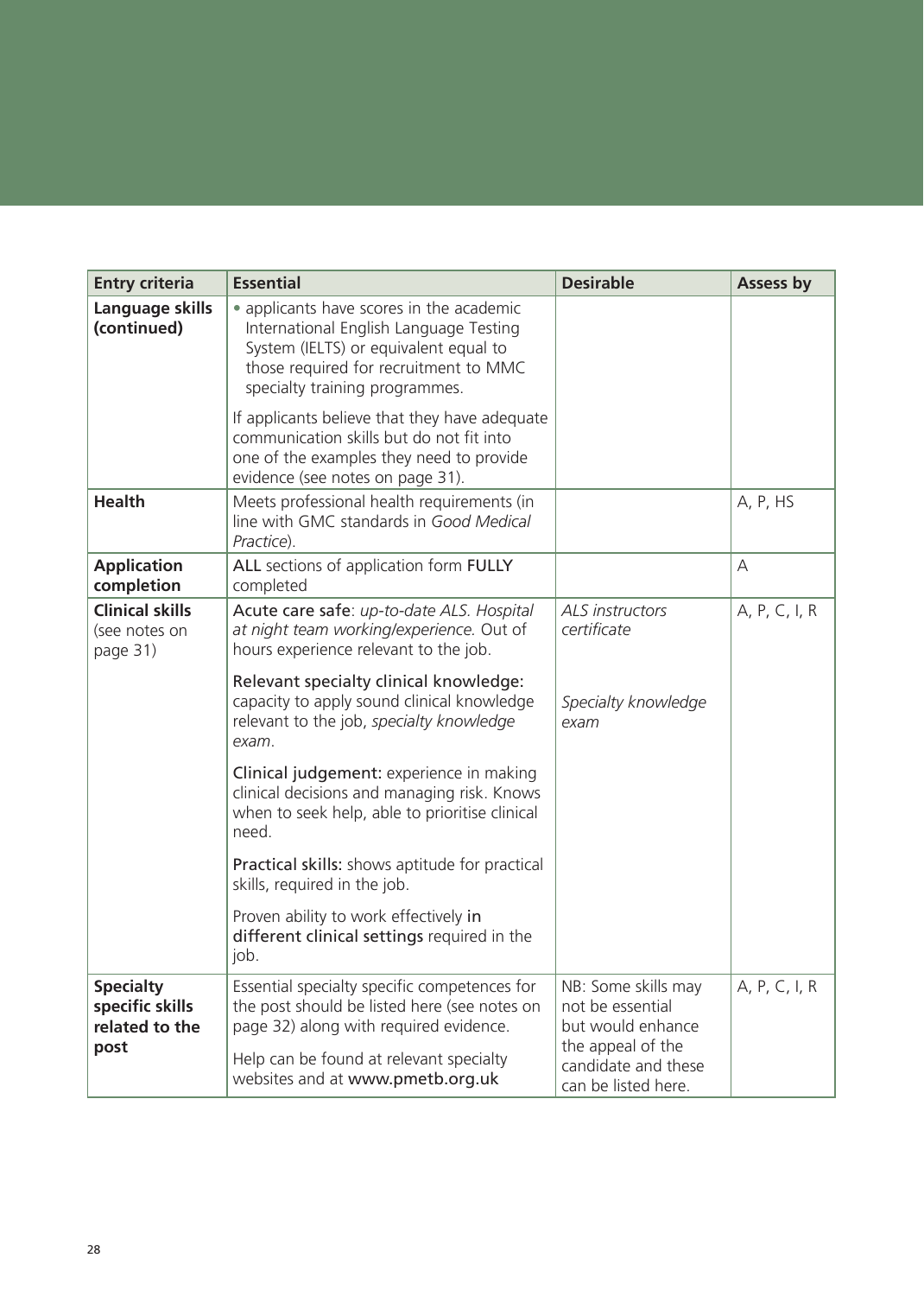| Entry criteria | Essential | Desirable | Assess by |
|---|---|---|---|
| **Language skills (continued)** | • applicants have scores in the academic International English Language Testing System (IELTS) or equivalent equal to those required for recruitment to MMC specialty training programmes.<br><br>If applicants believe that they have adequate communication skills but do not fit into one of the examples they need to provide evidence (see notes on page 31). | | |
| **Health** | Meets professional health requirements (in line with GMC standards in *Good Medical Practice*). | | A, P, HS |
| **Application completion** | ALL sections of application form FULLY completed | | A |
| **Clinical skills** (see notes on page 31) | Acute care safe: *up-to-date ALS. Hospital at night team working/experience.* Out of hours experience relevant to the job.<br><br>Relevant specialty clinical knowledge: capacity to apply sound clinical knowledge relevant to the job, *specialty knowledge exam*.<br><br>Clinical judgement: experience in making clinical decisions and managing risk. Knows when to seek help, able to prioritise clinical need.<br><br>Practical skills: shows aptitude for practical skills, required in the job.<br><br>Proven ability to work effectively in different clinical settings required in the job. | *ALS instructors certificate*<br><br>*Specialty knowledge exam* | A, P, C, I, R |
| **Specialty specific skills related to the post** | Essential specialty specific competences for the post should be listed here (see notes on page 32) along with required evidence.<br><br>Help can be found at relevant specialty websites and at www.pmetb.org.uk | NB: Some skills may not be essential but would enhance the appeal of the candidate and these can be listed here. | A, P, C, I, R |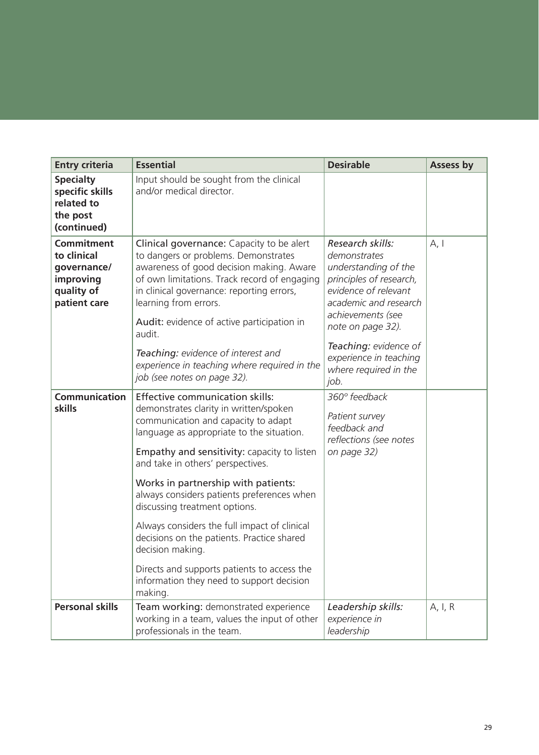| Entry criteria | Essential | Desirable | Assess by |
|---|---|---|---|
| **Specialty specific skills related to the post (continued)** | Input should be sought from the clinical and/or medical director. | | |
| **Commitment to clinical governance/ improving quality of patient care** | Clinical governance: Capacity to be alert to dangers or problems. Demonstrates awareness of good decision making. Aware of own limitations. Track record of engaging in clinical governance: reporting errors, learning from errors.<br><br>Audit: evidence of active participation in audit.<br><br>*Teaching: evidence of interest and experience in teaching where required in the job (see notes on page 32).* | *Research skills: demonstrates understanding of the principles of research, evidence of relevant academic and research achievements (see note on page 32).*<br><br>*Teaching: evidence of experience in teaching where required in the job.* | A, I |
| **Communication skills** | Effective communication skills: demonstrates clarity in written/spoken communication and capacity to adapt language as appropriate to the situation.<br><br>Empathy and sensitivity: capacity to listen and take in others' perspectives.<br><br>Works in partnership with patients: always considers patients preferences when discussing treatment options.<br><br>Always considers the full impact of clinical decisions on the patients. Practice shared decision making.<br><br>Directs and supports patients to access the information they need to support decision making. | *360° feedback*<br><br>*Patient survey feedback and reflections (see notes on page 32)* | |
| **Personal skills** | Team working: demonstrated experience working in a team, values the input of other professionals in the team. | *Leadership skills: experience in leadership* | A, I, R |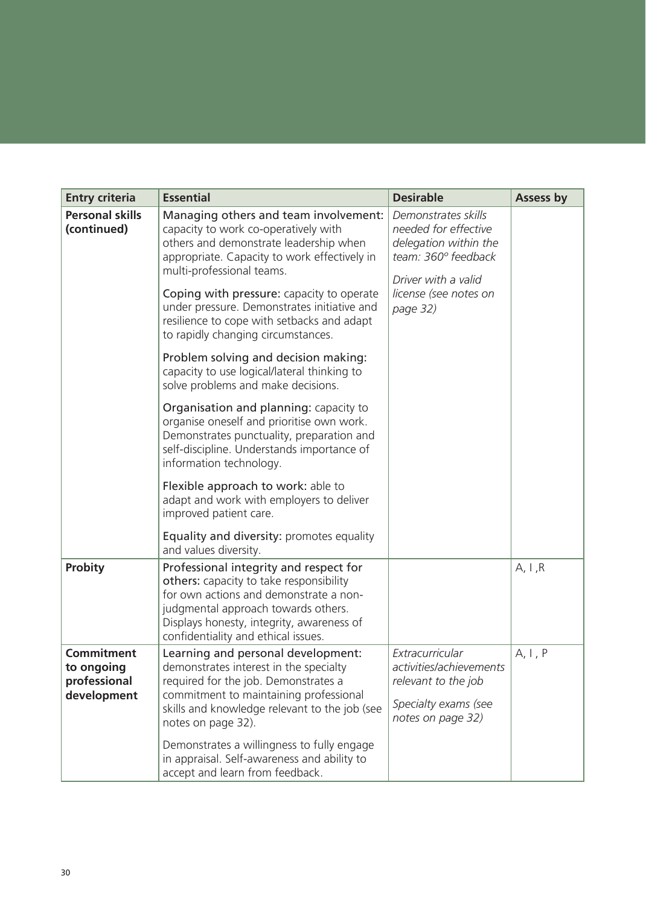| Entry criteria | Essential | Desirable | Assess by |
|---|---|---|---|
| **Personal skills (continued)** | Managing others and team involvement: capacity to work co-operatively with others and demonstrate leadership when appropriate. Capacity to work effectively in multi-professional teams.<br><br>Coping with pressure: capacity to operate under pressure. Demonstrates initiative and resilience to cope with setbacks and adapt to rapidly changing circumstances.<br><br>Problem solving and decision making: capacity to use logical/lateral thinking to solve problems and make decisions.<br><br>Organisation and planning: capacity to organise oneself and prioritise own work. Demonstrates punctuality, preparation and self-discipline. Understands importance of information technology.<br><br>Flexible approach to work: able to adapt and work with employers to deliver improved patient care.<br><br>Equality and diversity: promotes equality and values diversity. | *Demonstrates skills needed for effective delegation within the team: 360° feedback*<br><br>*Driver with a valid license (see notes on page 32)* | |
| **Probity** | Professional integrity and respect for others: capacity to take responsibility for own actions and demonstrate a non-judgmental approach towards others. Displays honesty, integrity, awareness of confidentiality and ethical issues. | | A, I ,R |
| **Commitment to ongoing professional development** | Learning and personal development: demonstrates interest in the specialty required for the job. Demonstrates a commitment to maintaining professional skills and knowledge relevant to the job (see notes on page 32).<br><br>Demonstrates a willingness to fully engage in appraisal. Self-awareness and ability to accept and learn from feedback. | *Extracurricular activities/achievements relevant to the job*<br><br>*Specialty exams (see notes on page 32)* | A, I , P |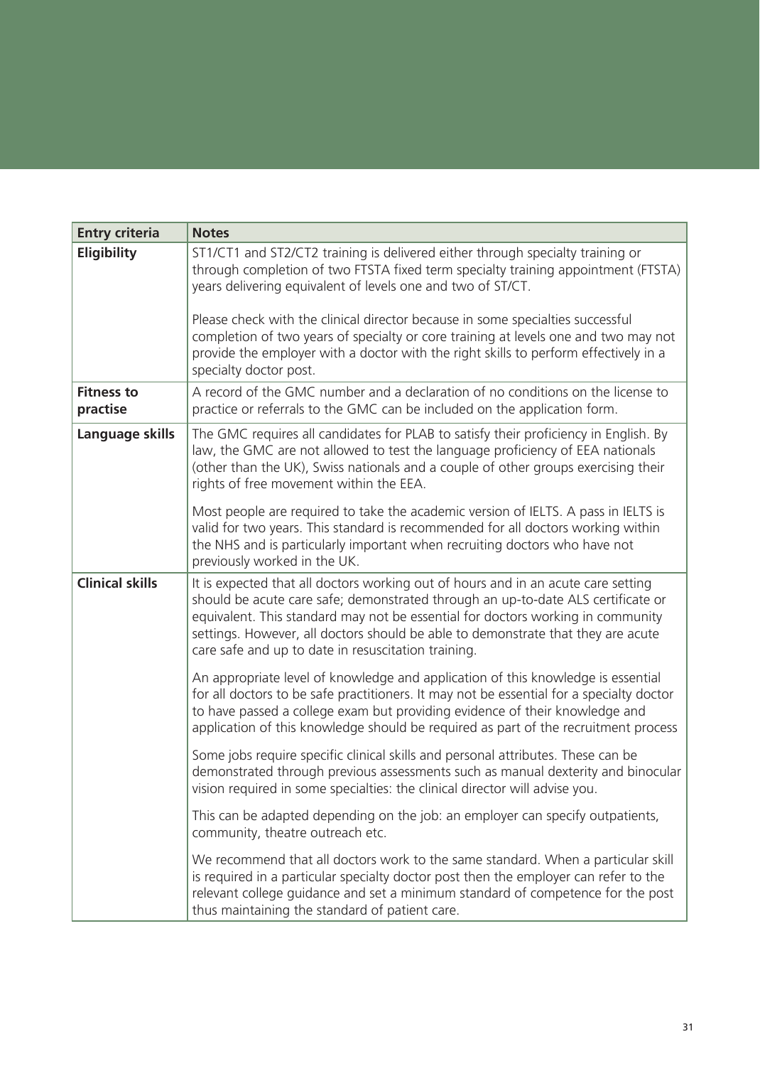| Entry criteria | Notes |
|---|---|
| **Eligibility** | ST1/CT1 and ST2/CT2 training is delivered either through specialty training or through completion of two FTSTA fixed term specialty training appointment (FTSTA) years delivering equivalent of levels one and two of ST/CT.<br><br>Please check with the clinical director because in some specialties successful completion of two years of specialty or core training at levels one and two may not provide the employer with a doctor with the right skills to perform effectively in a specialty doctor post. |
| **Fitness to practise** | A record of the GMC number and a declaration of no conditions on the license to practice or referrals to the GMC can be included on the application form. |
| **Language skills** | The GMC requires all candidates for PLAB to satisfy their proficiency in English. By law, the GMC are not allowed to test the language proficiency of EEA nationals (other than the UK), Swiss nationals and a couple of other groups exercising their rights of free movement within the EEA.<br><br>Most people are required to take the academic version of IELTS. A pass in IELTS is valid for two years. This standard is recommended for all doctors working within the NHS and is particularly important when recruiting doctors who have not previously worked in the UK. |
| **Clinical skills** | It is expected that all doctors working out of hours and in an acute care setting should be acute care safe; demonstrated through an up-to-date ALS certificate or equivalent. This standard may not be essential for doctors working in community settings. However, all doctors should be able to demonstrate that they are acute care safe and up to date in resuscitation training.<br><br>An appropriate level of knowledge and application of this knowledge is essential for all doctors to be safe practitioners. It may not be essential for a specialty doctor to have passed a college exam but providing evidence of their knowledge and application of this knowledge should be required as part of the recruitment process<br><br>Some jobs require specific clinical skills and personal attributes. These can be demonstrated through previous assessments such as manual dexterity and binocular vision required in some specialties: the clinical director will advise you.<br><br>This can be adapted depending on the job: an employer can specify outpatients, community, theatre outreach etc.<br><br>We recommend that all doctors work to the same standard. When a particular skill is required in a particular specialty doctor post then the employer can refer to the relevant college guidance and set a minimum standard of competence for the post thus maintaining the standard of patient care. |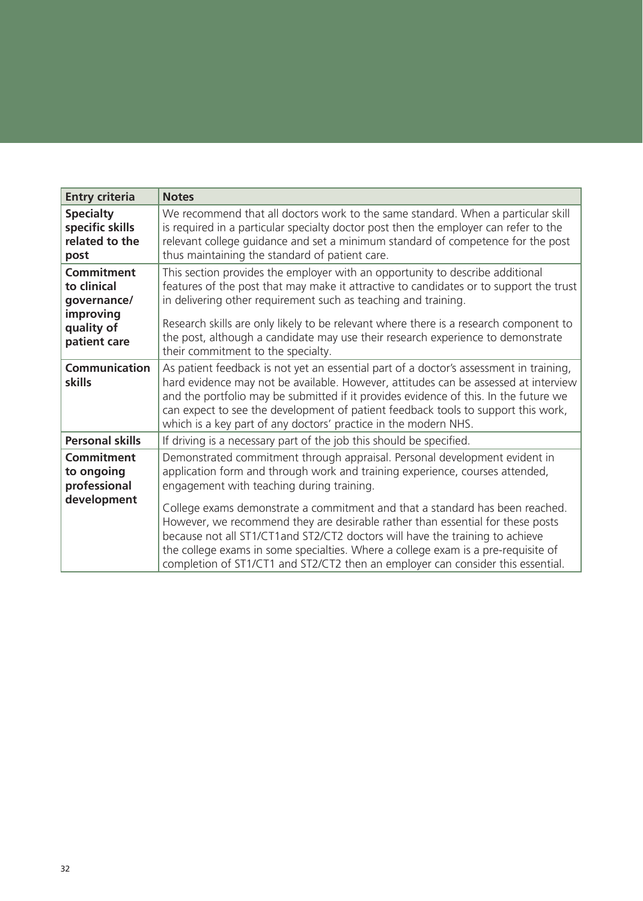| Entry criteria | Notes |
|---|---|
| **Specialty specific skills related to the post** | We recommend that all doctors work to the same standard. When a particular skill is required in a particular specialty doctor post then the employer can refer to the relevant college guidance and set a minimum standard of competence for the post thus maintaining the standard of patient care. |
| **Commitment to clinical governance/ improving quality of patient care** | This section provides the employer with an opportunity to describe additional features of the post that may make it attractive to candidates or to support the trust in delivering other requirement such as teaching and training.<br><br>Research skills are only likely to be relevant where there is a research component to the post, although a candidate may use their research experience to demonstrate their commitment to the specialty. |
| **Communication skills** | As patient feedback is not yet an essential part of a doctor's assessment in training, hard evidence may not be available. However, attitudes can be assessed at interview and the portfolio may be submitted if it provides evidence of this. In the future we can expect to see the development of patient feedback tools to support this work, which is a key part of any doctors' practice in the modern NHS. |
| **Personal skills** | If driving is a necessary part of the job this should be specified. |
| **Commitment to ongoing professional development** | Demonstrated commitment through appraisal. Personal development evident in application form and through work and training experience, courses attended, engagement with teaching during training.<br><br>College exams demonstrate a commitment and that a standard has been reached. However, we recommend they are desirable rather than essential for these posts because not all ST1/CT1and ST2/CT2 doctors will have the training to achieve the college exams in some specialties. Where a college exam is a pre-requisite of completion of ST1/CT1 and ST2/CT2 then an employer can consider this essential. |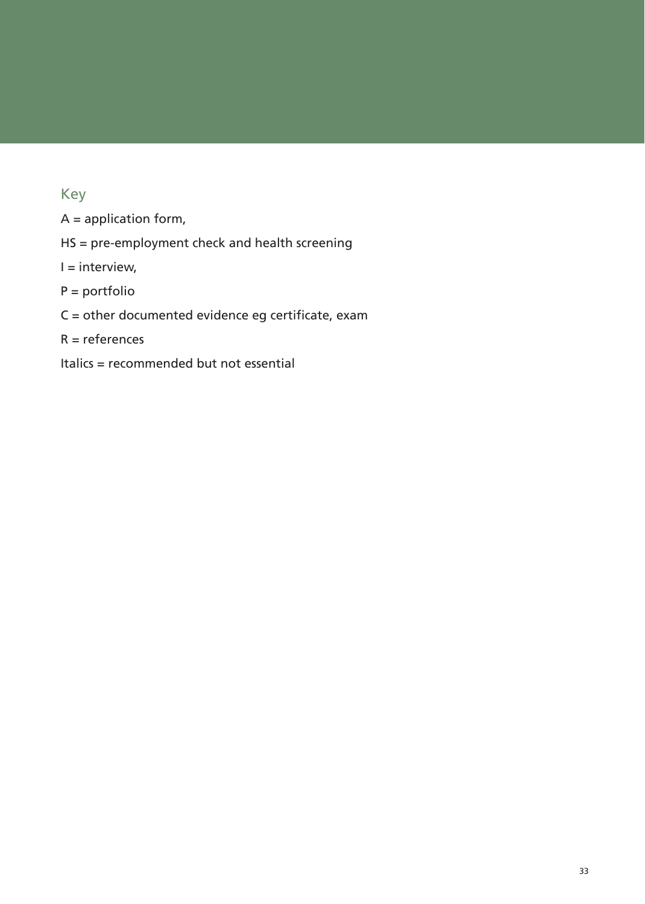## Key

A = application form,

HS = pre-employment check and health screening

I = interview,

P = portfolio

C = other documented evidence eg certificate, exam

R = references

Italics = recommended but not essential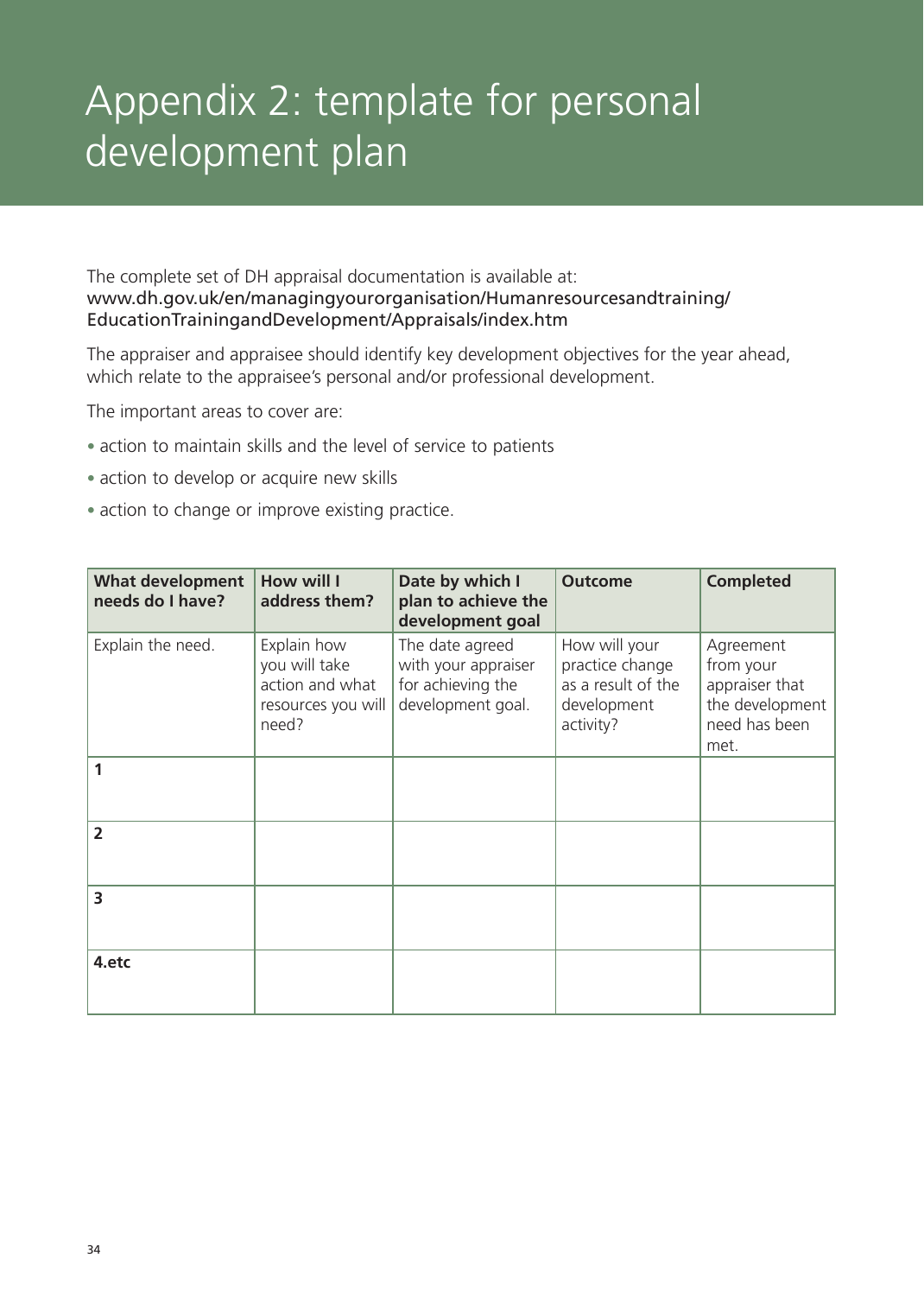# Appendix 2: template for personal development plan

The complete set of DH appraisal documentation is available at:
www.dh.gov.uk/en/managingyourorganisation/Humanresourcesandtraining/EducationTrainingandDevelopment/Appraisals/index.htm

The appraiser and appraisee should identify key development objectives for the year ahead, which relate to the appraisee's personal and/or professional development.

The important areas to cover are:

- action to maintain skills and the level of service to patients
- action to develop or acquire new skills
- action to change or improve existing practice.

| What development needs do I have? | How will I address them? | Date by which I plan to achieve the development goal | Outcome | Completed |
|---|---|---|---|---|
| Explain the need. | Explain how you will take action and what resources you will need? | The date agreed with your appraiser for achieving the development goal. | How will your practice change as a result of the development activity? | Agreement from your appraiser that the development need has been met. |
| **1** | | | | |
| **2** | | | | |
| **3** | | | | |
| **4.etc** | | | | |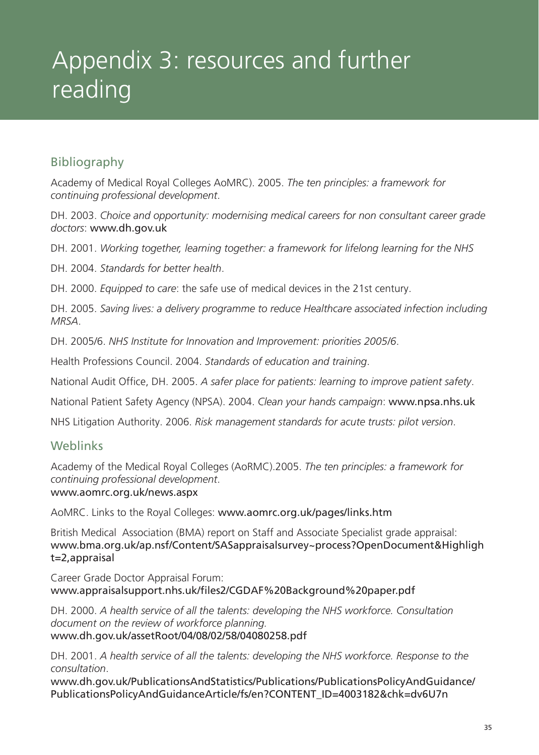# Appendix 3: resources and further reading

## Bibliography

Academy of Medical Royal Colleges AoMRC). 2005. *The ten principles: a framework for continuing professional development*.

DH. 2003. *Choice and opportunity: modernising medical careers for non consultant career grade doctors*: www.dh.gov.uk

DH. 2001. *Working together, learning together: a framework for lifelong learning for the NHS*

DH. 2004. *Standards for better health*.

DH. 2000. *Equipped to care*: the safe use of medical devices in the 21st century.

DH. 2005. *Saving lives: a delivery programme to reduce Healthcare associated infection including MRSA*.

DH. 2005/6. *NHS Institute for Innovation and Improvement: priorities 2005/6*.

Health Professions Council. 2004. *Standards of education and training*.

National Audit Office, DH. 2005. *A safer place for patients: learning to improve patient safety*.

National Patient Safety Agency (NPSA). 2004. *Clean your hands campaign*: www.npsa.nhs.uk

NHS Litigation Authority. 2006. *Risk management standards for acute trusts: pilot version*.

## Weblinks

Academy of the Medical Royal Colleges (AoRMC).2005. *The ten principles: a framework for continuing professional development*.
www.aomrc.org.uk/news.aspx

AoMRC. Links to the Royal Colleges: www.aomrc.org.uk/pages/links.htm

British Medical Association (BMA) report on Staff and Associate Specialist grade appraisal:
www.bma.org.uk/ap.nsf/Content/SASappraisalsurvey~process?OpenDocument&Highlight=2,appraisal

Career Grade Doctor Appraisal Forum:
www.appraisalsupport.nhs.uk/files2/CGDAF%20Background%20paper.pdf

DH. 2000. *A health service of all the talents: developing the NHS workforce. Consultation document on the review of workforce planning.*
www.dh.gov.uk/assetRoot/04/08/02/58/04080258.pdf

DH. 2001. *A health service of all the talents: developing the NHS workforce. Response to the consultation*.
www.dh.gov.uk/PublicationsAndStatistics/Publications/PublicationsPolicyAndGuidance/PublicationsPolicyAndGuidanceArticle/fs/en?CONTENT_ID=4003182&chk=dv6U7n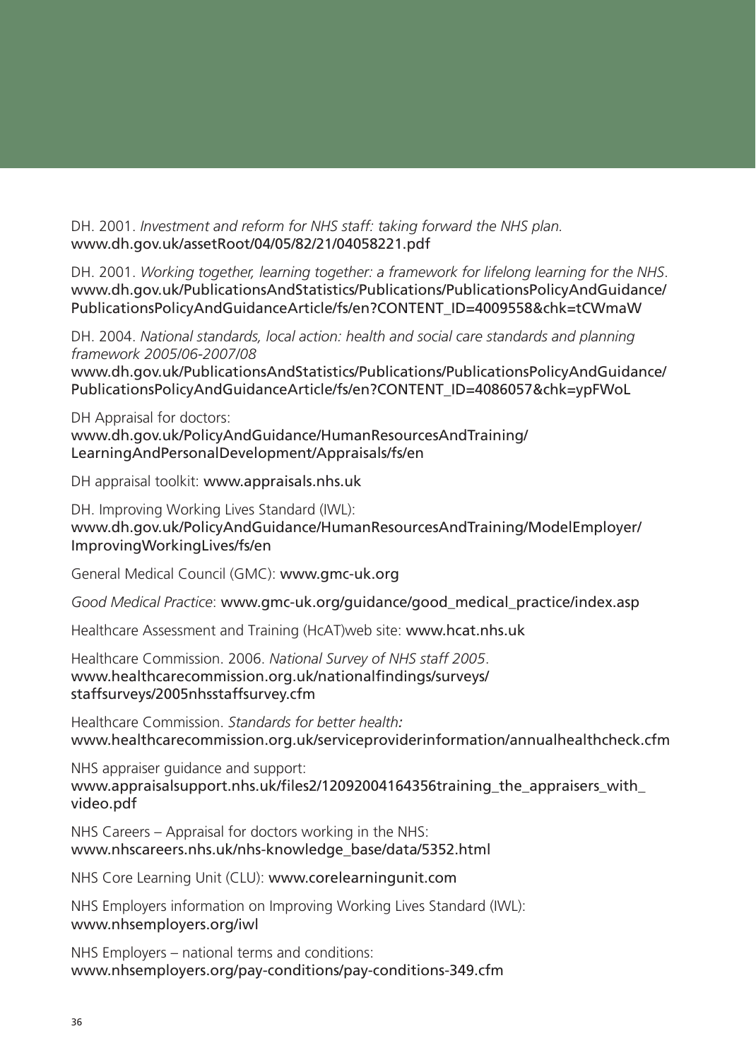DH. 2001. *Investment and reform for NHS staff: taking forward the NHS plan.*
www.dh.gov.uk/assetRoot/04/05/82/21/04058221.pdf

DH. 2001. *Working together, learning together: a framework for lifelong learning for the NHS*.
www.dh.gov.uk/PublicationsAndStatistics/Publications/PublicationsPolicyAndGuidance/PublicationsPolicyAndGuidanceArticle/fs/en?CONTENT_ID=4009558&chk=tCWmaW

DH. 2004. *National standards, local action: health and social care standards and planning framework 2005/06-2007/08*
www.dh.gov.uk/PublicationsAndStatistics/Publications/PublicationsPolicyAndGuidance/PublicationsPolicyAndGuidanceArticle/fs/en?CONTENT_ID=4086057&chk=ypFWoL

DH Appraisal for doctors:
www.dh.gov.uk/PolicyAndGuidance/HumanResourcesAndTraining/LearningAndPersonalDevelopment/Appraisals/fs/en

DH appraisal toolkit: www.appraisals.nhs.uk

DH. Improving Working Lives Standard (IWL):
www.dh.gov.uk/PolicyAndGuidance/HumanResourcesAndTraining/ModelEmployer/ImprovingWorkingLives/fs/en

General Medical Council (GMC): www.gmc-uk.org

*Good Medical Practice*: www.gmc-uk.org/guidance/good_medical_practice/index.asp

Healthcare Assessment and Training (HcAT)web site: www.hcat.nhs.uk

Healthcare Commission. 2006. *National Survey of NHS staff 2005*.
www.healthcarecommission.org.uk/nationalfindings/surveys/staffsurveys/2005nhsstaffsurvey.cfm

Healthcare Commission. *Standards for better health:*
www.healthcarecommission.org.uk/serviceproviderinformation/annualhealthcheck.cfm

NHS appraiser guidance and support:
www.appraisalsupport.nhs.uk/files2/12092004164356training_the_appraisers_with_video.pdf

NHS Careers – Appraisal for doctors working in the NHS:
www.nhscareers.nhs.uk/nhs-knowledge_base/data/5352.html

NHS Core Learning Unit (CLU): www.corelearningunit.com

NHS Employers information on Improving Working Lives Standard (IWL):
www.nhsemployers.org/iwl

NHS Employers – national terms and conditions:
www.nhsemployers.org/pay-conditions/pay-conditions-349.cfm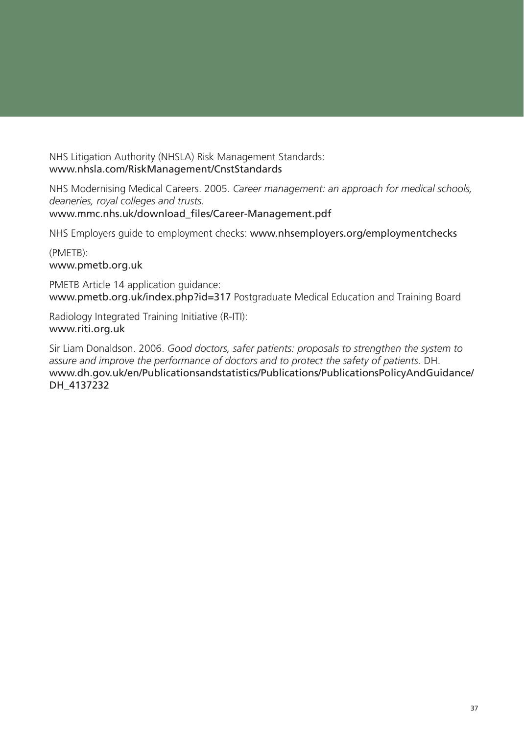NHS Litigation Authority (NHSLA) Risk Management Standards:
www.nhsla.com/RiskManagement/CnstStandards

NHS Modernising Medical Careers. 2005. *Career management: an approach for medical schools, deaneries, royal colleges and trusts.*
www.mmc.nhs.uk/download_files/Career-Management.pdf

NHS Employers guide to employment checks: www.nhsemployers.org/employmentchecks

(PMETB):
www.pmetb.org.uk

PMETB Article 14 application guidance:
www.pmetb.org.uk/index.php?id=317 Postgraduate Medical Education and Training Board

Radiology Integrated Training Initiative (R-ITI):
www.riti.org.uk

Sir Liam Donaldson. 2006. *Good doctors, safer patients: proposals to strengthen the system to assure and improve the performance of doctors and to protect the safety of patients.* DH.
www.dh.gov.uk/en/Publicationsandstatistics/Publications/PublicationsPolicyAndGuidance/DH_4137232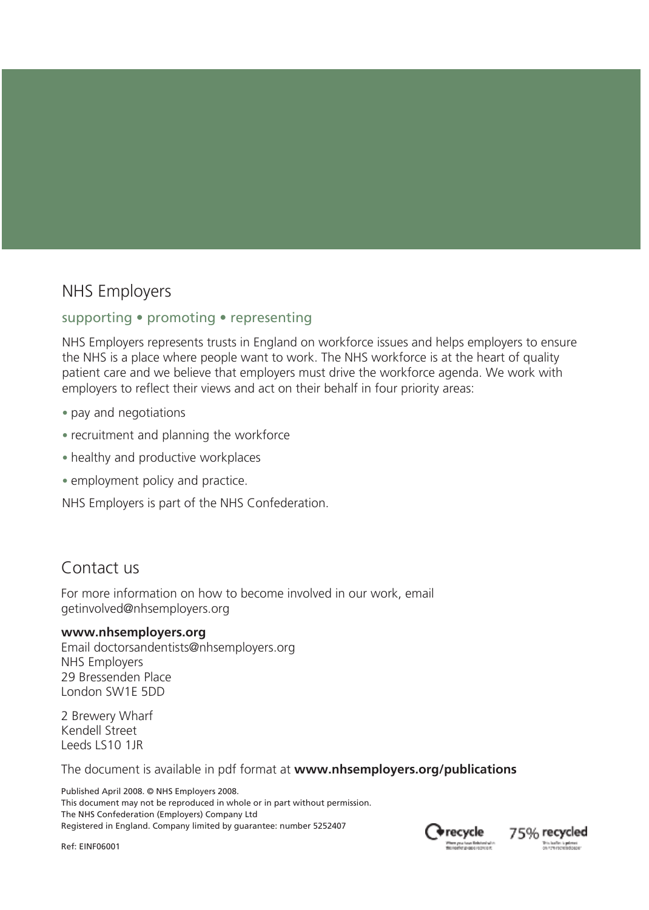## NHS Employers

supporting • promoting • representing

NHS Employers represents trusts in England on workforce issues and helps employers to ensure the NHS is a place where people want to work. The NHS workforce is at the heart of quality patient care and we believe that employers must drive the workforce agenda. We work with employers to reflect their views and act on their behalf in four priority areas:

- pay and negotiations
- recruitment and planning the workforce
- healthy and productive workplaces
- employment policy and practice.

NHS Employers is part of the NHS Confederation.

## Contact us

For more information on how to become involved in our work, email getinvolved@nhsemployers.org

**www.nhsemployers.org**
Email doctorsandentists@nhsemployers.org
NHS Employers
29 Bressenden Place
London SW1E 5DD

2 Brewery Wharf
Kendell Street
Leeds LS10 1JR

The document is available in pdf format at **www.nhsemployers.org/publications**

Published April 2008. © NHS Employers 2008.
This document may not be reproduced in whole or in part without permission.
The NHS Confederation (Employers) Company Ltd
Registered in England. Company limited by guarantee: number 5252407

recycle

75% recycled

Ref: EINF06001